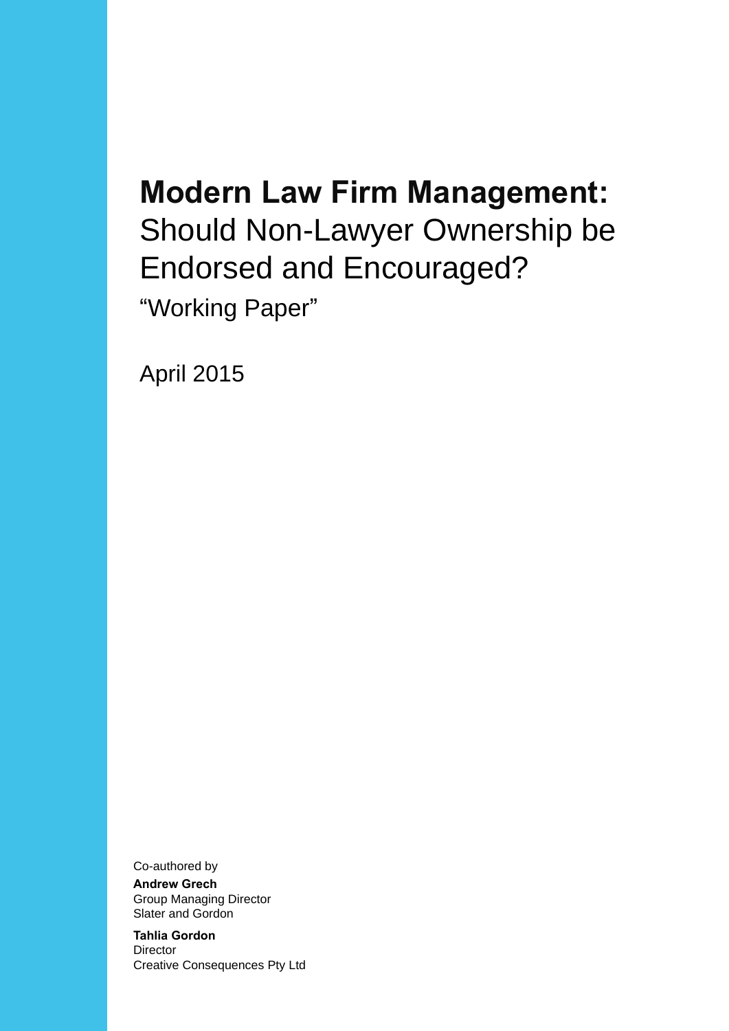# Modern Law Firm Management: Should Non-Lawyer Ownership be Endorsed and Encouraged?

"Working Paper"

April 2015

Co-authored by

**Andrew Grech**
Group Managing Director
Slater and Gordon

**Tahlia Gordon**
Director
Creative Consequences Pty Ltd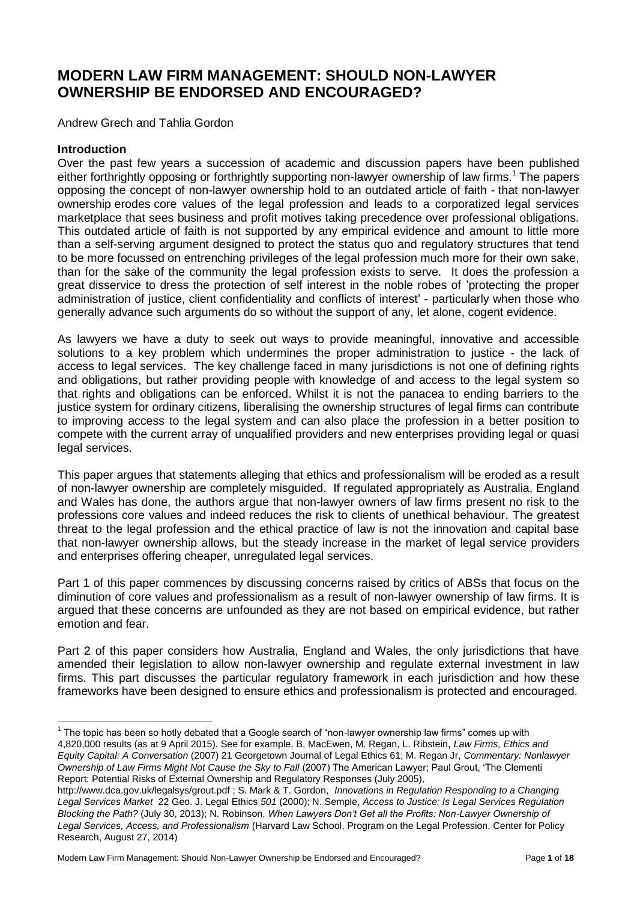# MODERN LAW FIRM MANAGEMENT: SHOULD NON-LAWYER OWNERSHIP BE ENDORSED AND ENCOURAGED?

Andrew Grech and Tahlia Gordon

**Introduction**

Over the past few years a succession of academic and discussion papers have been published either forthrightly opposing or forthrightly supporting non-lawyer ownership of law firms.[1] The papers opposing the concept of non-lawyer ownership hold to an outdated article of faith - that non-lawyer ownership erodes core values of the legal profession and leads to a corporatized legal services marketplace that sees business and profit motives taking precedence over professional obligations. This outdated article of faith is not supported by any empirical evidence and amount to little more than a self-serving argument designed to protect the status quo and regulatory structures that tend to be more focussed on entrenching privileges of the legal profession much more for their own sake, than for the sake of the community the legal profession exists to serve. It does the profession a great disservice to dress the protection of self interest in the noble robes of 'protecting the proper administration of justice, client confidentiality and conflicts of interest' - particularly when those who generally advance such arguments do so without the support of any, let alone, cogent evidence.

As lawyers we have a duty to seek out ways to provide meaningful, innovative and accessible solutions to a key problem which undermines the proper administration to justice - the lack of access to legal services. The key challenge faced in many jurisdictions is not one of defining rights and obligations, but rather providing people with knowledge of and access to the legal system so that rights and obligations can be enforced. Whilst it is not the panacea to ending barriers to the justice system for ordinary citizens, liberalising the ownership structures of legal firms can contribute to improving access to the legal system and can also place the profession in a better position to compete with the current array of unqualified providers and new enterprises providing legal or quasi legal services.

This paper argues that statements alleging that ethics and professionalism will be eroded as a result of non-lawyer ownership are completely misguided. If regulated appropriately as Australia, England and Wales has done, the authors argue that non-lawyer owners of law firms present no risk to the professions core values and indeed reduces the risk to clients of unethical behaviour. The greatest threat to the legal profession and the ethical practice of law is not the innovation and capital base that non-lawyer ownership allows, but the steady increase in the market of legal service providers and enterprises offering cheaper, unregulated legal services.

Part 1 of this paper commences by discussing concerns raised by critics of ABSs that focus on the diminution of core values and professionalism as a result of non-lawyer ownership of law firms. It is argued that these concerns are unfounded as they are not based on empirical evidence, but rather emotion and fear.

Part 2 of this paper considers how Australia, England and Wales, the only jurisdictions that have amended their legislation to allow non-lawyer ownership and regulate external investment in law firms. This part discusses the particular regulatory framework in each jurisdiction and how these frameworks have been designed to ensure ethics and professionalism is protected and encouraged.

---

[1] The topic has been so hotly debated that a Google search of "non-lawyer ownership law firms" comes up with 4,820,000 results (as at 9 April 2015). See for example, B. MacEwen, M. Regan, L. Ribstein, *Law Firms, Ethics and Equity Capital: A Conversation* (2007) 21 Georgetown Journal of Legal Ethics 61; M. Regan Jr, *Commentary: Nonlawyer Ownership of Law Firms Might Not Cause the Sky to Fall* (2007) The American Lawyer; Paul Grout, 'The Clementi Report: Potential Risks of External Ownership and Regulatory Responses (July 2005), http://www.dca.gov.uk/legalsys/grout.pdf ; S. Mark & T. Gordon, *Innovations in Regulation Responding to a Changing Legal Services Market* 22 Geo. J. Legal Ethics *501* (2000); N. Semple, *Access to Justice: Is Legal Services Regulation Blocking the Path?* (July 30, 2013); N. Robinson, *When Lawyers Don't Get all the Profits: Non-Lawyer Ownership of Legal Services, Access, and Professionalism* (Harvard Law School, Program on the Legal Profession, Center for Policy Research, August 27, 2014)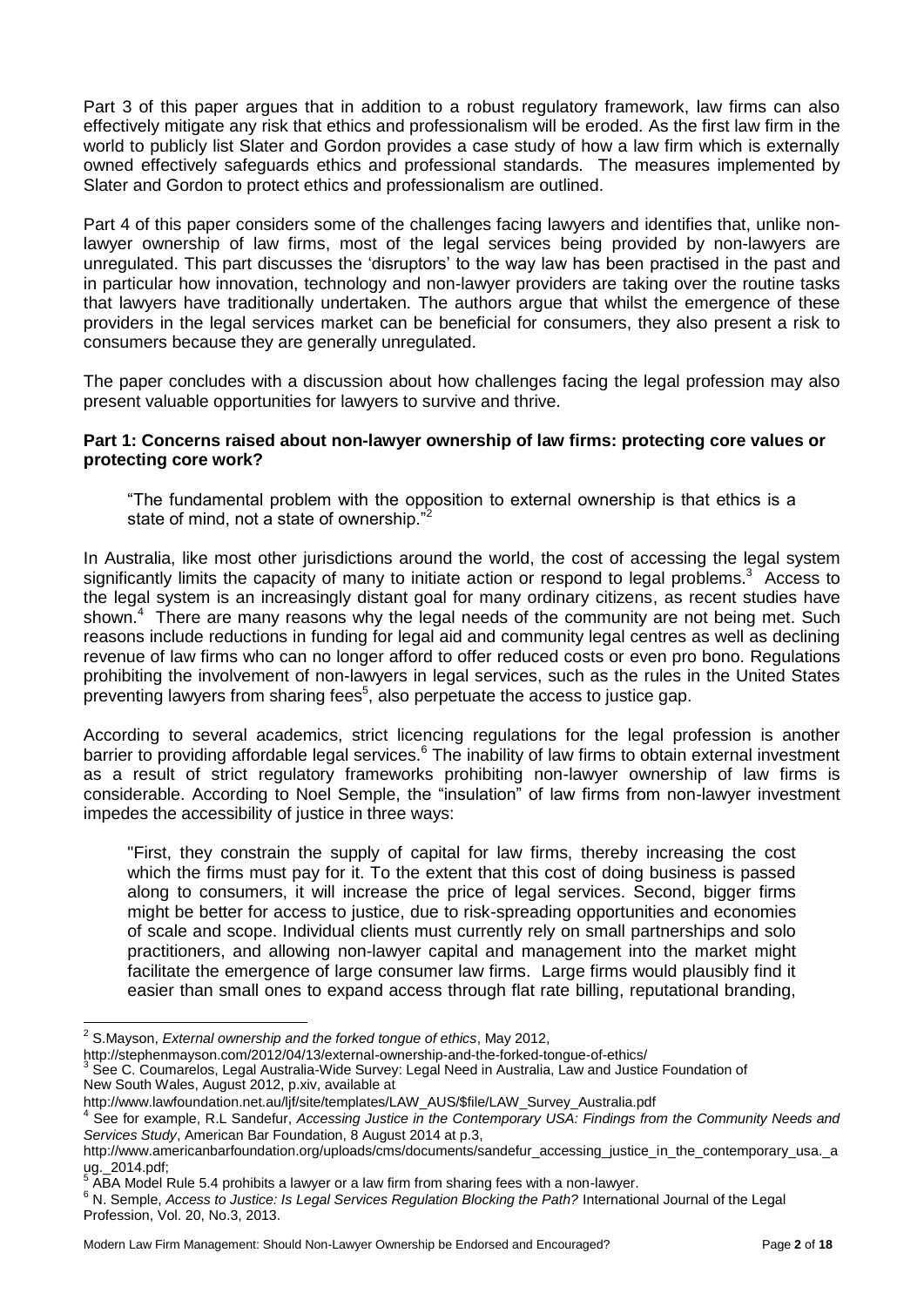Part 3 of this paper argues that in addition to a robust regulatory framework, law firms can also effectively mitigate any risk that ethics and professionalism will be eroded. As the first law firm in the world to publicly list Slater and Gordon provides a case study of how a law firm which is externally owned effectively safeguards ethics and professional standards. The measures implemented by Slater and Gordon to protect ethics and professionalism are outlined.

Part 4 of this paper considers some of the challenges facing lawyers and identifies that, unlike non-lawyer ownership of law firms, most of the legal services being provided by non-lawyers are unregulated. This part discusses the 'disruptors' to the way law has been practised in the past and in particular how innovation, technology and non-lawyer providers are taking over the routine tasks that lawyers have traditionally undertaken. The authors argue that whilst the emergence of these providers in the legal services market can be beneficial for consumers, they also present a risk to consumers because they are generally unregulated.

The paper concludes with a discussion about how challenges facing the legal profession may also present valuable opportunities for lawyers to survive and thrive.

**Part 1: Concerns raised about non-lawyer ownership of law firms: protecting core values or protecting core work?**

> "The fundamental problem with the opposition to external ownership is that ethics is a state of mind, not a state of ownership."[2]

In Australia, like most other jurisdictions around the world, the cost of accessing the legal system significantly limits the capacity of many to initiate action or respond to legal problems.[3] Access to the legal system is an increasingly distant goal for many ordinary citizens, as recent studies have shown.[4] There are many reasons why the legal needs of the community are not being met. Such reasons include reductions in funding for legal aid and community legal centres as well as declining revenue of law firms who can no longer afford to offer reduced costs or even pro bono. Regulations prohibiting the involvement of non-lawyers in legal services, such as the rules in the United States preventing lawyers from sharing fees[5], also perpetuate the access to justice gap.

According to several academics, strict licencing regulations for the legal profession is another barrier to providing affordable legal services.[6] The inability of law firms to obtain external investment as a result of strict regulatory frameworks prohibiting non-lawyer ownership of law firms is considerable. According to Noel Semple, the "insulation" of law firms from non-lawyer investment impedes the accessibility of justice in three ways:

> "First, they constrain the supply of capital for law firms, thereby increasing the cost which the firms must pay for it. To the extent that this cost of doing business is passed along to consumers, it will increase the price of legal services. Second, bigger firms might be better for access to justice, due to risk-spreading opportunities and economies of scale and scope. Individual clients must currently rely on small partnerships and solo practitioners, and allowing non-lawyer capital and management into the market might facilitate the emergence of large consumer law firms. Large firms would plausibly find it easier than small ones to expand access through flat rate billing, reputational branding,

---

[2] S.Mayson, *External ownership and the forked tongue of ethics*, May 2012, http://stephenmayson.com/2012/04/13/external-ownership-and-the-forked-tongue-of-ethics/

[3] See C. Coumarelos, Legal Australia-Wide Survey: Legal Need in Australia, Law and Justice Foundation of New South Wales, August 2012, p.xiv, available at http://www.lawfoundation.net.au/ljf/site/templates/LAW_AUS/$file/LAW_Survey_Australia.pdf

[4] See for example, R.L Sandefur, *Accessing Justice in the Contemporary USA: Findings from the Community Needs and Services Study*, American Bar Foundation, 8 August 2014 at p.3, http://www.americanbarfoundation.org/uploads/cms/documents/sandefur_accessing_justice_in_the_contemporary_usa._aug._2014.pdf;

[5] ABA Model Rule 5.4 prohibits a lawyer or a law firm from sharing fees with a non-lawyer.

[6] N. Semple, *Access to Justice: Is Legal Services Regulation Blocking the Path?* International Journal of the Legal Profession, Vol. 20, No.3, 2013.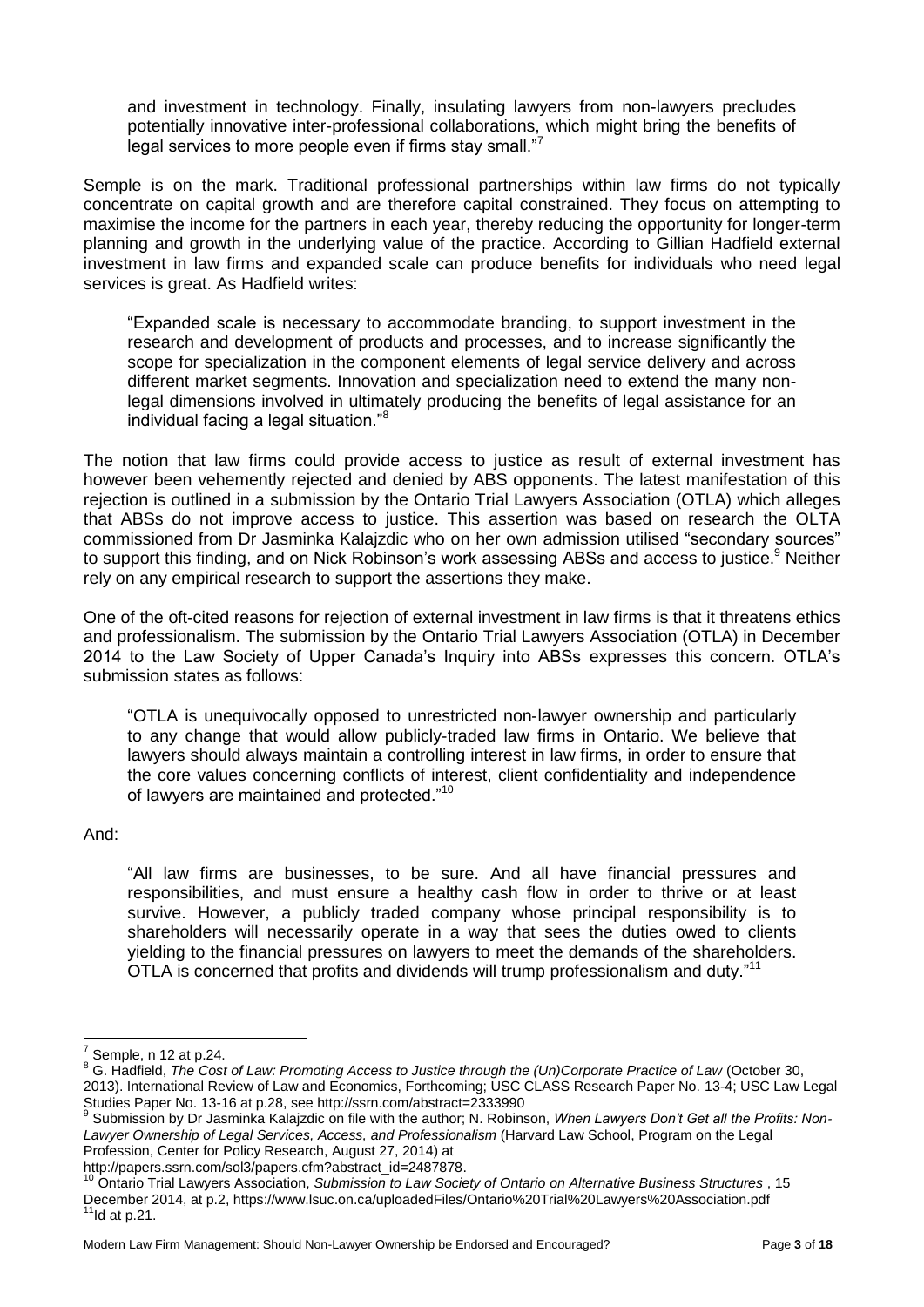> and investment in technology. Finally, insulating lawyers from non-lawyers precludes potentially innovative inter-professional collaborations, which might bring the benefits of legal services to more people even if firms stay small."[7]

Semple is on the mark. Traditional professional partnerships within law firms do not typically concentrate on capital growth and are therefore capital constrained. They focus on attempting to maximise the income for the partners in each year, thereby reducing the opportunity for longer-term planning and growth in the underlying value of the practice. According to Gillian Hadfield external investment in law firms and expanded scale can produce benefits for individuals who need legal services is great. As Hadfield writes:

> "Expanded scale is necessary to accommodate branding, to support investment in the research and development of products and processes, and to increase significantly the scope for specialization in the component elements of legal service delivery and across different market segments. Innovation and specialization need to extend the many non-legal dimensions involved in ultimately producing the benefits of legal assistance for an individual facing a legal situation."[8]

The notion that law firms could provide access to justice as result of external investment has however been vehemently rejected and denied by ABS opponents. The latest manifestation of this rejection is outlined in a submission by the Ontario Trial Lawyers Association (OTLA) which alleges that ABSs do not improve access to justice. This assertion was based on research the OLTA commissioned from Dr Jasminka Kalajzdic who on her own admission utilised "secondary sources" to support this finding, and on Nick Robinson's work assessing ABSs and access to justice.[9] Neither rely on any empirical research to support the assertions they make.

One of the oft-cited reasons for rejection of external investment in law firms is that it threatens ethics and professionalism. The submission by the Ontario Trial Lawyers Association (OTLA) in December 2014 to the Law Society of Upper Canada's Inquiry into ABSs expresses this concern. OTLA's submission states as follows:

> "OTLA is unequivocally opposed to unrestricted non-lawyer ownership and particularly to any change that would allow publicly-traded law firms in Ontario. We believe that lawyers should always maintain a controlling interest in law firms, in order to ensure that the core values concerning conflicts of interest, client confidentiality and independence of lawyers are maintained and protected."[10]

And:

> "All law firms are businesses, to be sure. And all have financial pressures and responsibilities, and must ensure a healthy cash flow in order to thrive or at least survive. However, a publicly traded company whose principal responsibility is to shareholders will necessarily operate in a way that sees the duties owed to clients yielding to the financial pressures on lawyers to meet the demands of the shareholders. OTLA is concerned that profits and dividends will trump professionalism and duty."[11]

---

[7] Semple, n 12 at p.24.

[8] G. Hadfield, *The Cost of Law: Promoting Access to Justice through the (Un)Corporate Practice of Law* (October 30, 2013). International Review of Law and Economics, Forthcoming; USC CLASS Research Paper No. 13-4; USC Law Legal Studies Paper No. 13-16 at p.28, see http://ssrn.com/abstract=2333990

[9] Submission by Dr Jasminka Kalajzdic on file with the author; N. Robinson, *When Lawyers Don't Get all the Profits: Non-Lawyer Ownership of Legal Services, Access, and Professionalism* (Harvard Law School, Program on the Legal Profession, Center for Policy Research, August 27, 2014) at http://papers.ssrn.com/sol3/papers.cfm?abstract_id=2487878.

[10] Ontario Trial Lawyers Association, *Submission to Law Society of Ontario on Alternative Business Structures* , 15 December 2014, at p.2, https://www.lsuc.on.ca/uploadedFiles/Ontario%20Trial%20Lawyers%20Association.pdf

[11] Id at p.21.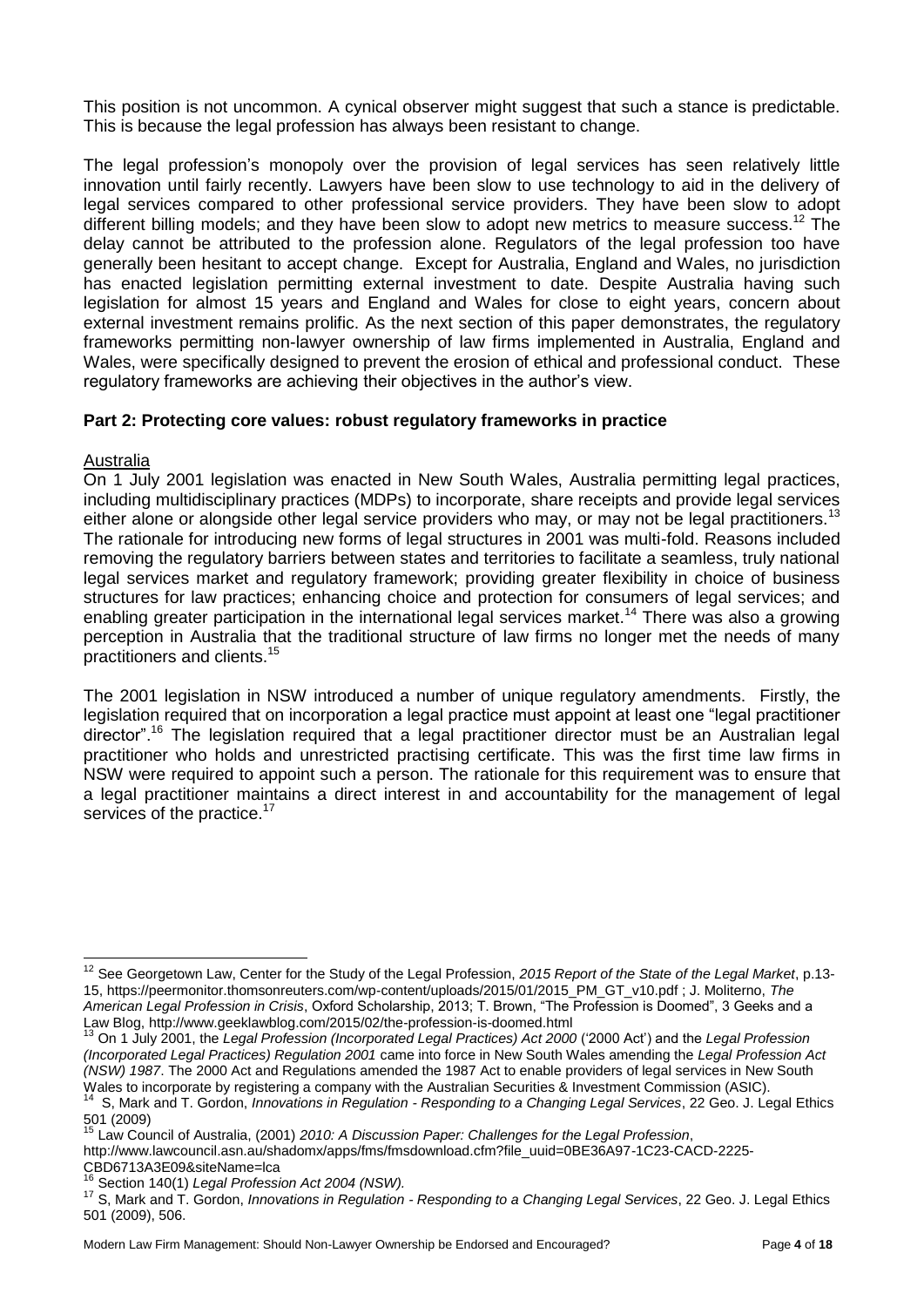This position is not uncommon. A cynical observer might suggest that such a stance is predictable. This is because the legal profession has always been resistant to change.

The legal profession's monopoly over the provision of legal services has seen relatively little innovation until fairly recently. Lawyers have been slow to use technology to aid in the delivery of legal services compared to other professional service providers. They have been slow to adopt different billing models; and they have been slow to adopt new metrics to measure success.[12] The delay cannot be attributed to the profession alone. Regulators of the legal profession too have generally been hesitant to accept change. Except for Australia, England and Wales, no jurisdiction has enacted legislation permitting external investment to date. Despite Australia having such legislation for almost 15 years and England and Wales for close to eight years, concern about external investment remains prolific. As the next section of this paper demonstrates, the regulatory frameworks permitting non-lawyer ownership of law firms implemented in Australia, England and Wales, were specifically designed to prevent the erosion of ethical and professional conduct. These regulatory frameworks are achieving their objectives in the author's view.

## Part 2: Protecting core values: robust regulatory frameworks in practice

### Australia

On 1 July 2001 legislation was enacted in New South Wales, Australia permitting legal practices, including multidisciplinary practices (MDPs) to incorporate, share receipts and provide legal services either alone or alongside other legal service providers who may, or may not be legal practitioners.[13] The rationale for introducing new forms of legal structures in 2001 was multi-fold. Reasons included removing the regulatory barriers between states and territories to facilitate a seamless, truly national legal services market and regulatory framework; providing greater flexibility in choice of business structures for law practices; enhancing choice and protection for consumers of legal services; and enabling greater participation in the international legal services market.[14] There was also a growing perception in Australia that the traditional structure of law firms no longer met the needs of many practitioners and clients.[15]

The 2001 legislation in NSW introduced a number of unique regulatory amendments. Firstly, the legislation required that on incorporation a legal practice must appoint at least one "legal practitioner director".[16] The legislation required that a legal practitioner director must be an Australian legal practitioner who holds and unrestricted practising certificate. This was the first time law firms in NSW were required to appoint such a person. The rationale for this requirement was to ensure that a legal practitioner maintains a direct interest in and accountability for the management of legal services of the practice.[17]

---

[12] See Georgetown Law, Center for the Study of the Legal Profession, *2015 Report of the State of the Legal Market*, p.13-15, https://peermonitor.thomsonreuters.com/wp-content/uploads/2015/01/2015_PM_GT_v10.pdf ; J. Moliterno, *The American Legal Profession in Crisis*, Oxford Scholarship, 2013; T. Brown, "The Profession is Doomed", 3 Geeks and a Law Blog, http://www.geeklawblog.com/2015/02/the-profession-is-doomed.html

[13] On 1 July 2001, the *Legal Profession (Incorporated Legal Practices) Act 2000* ('2000 Act') and the *Legal Profession (Incorporated Legal Practices) Regulation 2001* came into force in New South Wales amending the *Legal Profession Act (NSW) 1987*. The 2000 Act and Regulations amended the 1987 Act to enable providers of legal services in New South Wales to incorporate by registering a company with the Australian Securities & Investment Commission (ASIC).

[14] S, Mark and T. Gordon, *Innovations in Regulation - Responding to a Changing Legal Services*, 22 Geo. J. Legal Ethics 501 (2009)

[15] Law Council of Australia, (2001) *2010: A Discussion Paper: Challenges for the Legal Profession*, http://www.lawcouncil.asn.au/shadomx/apps/fms/fmsdownload.cfm?file_uuid=0BE36A97-1C23-CACD-2225-CBD6713A3E09&siteName=lca

[16] Section 140(1) *Legal Profession Act 2004 (NSW).*

[17] S, Mark and T. Gordon, *Innovations in Regulation - Responding to a Changing Legal Services*, 22 Geo. J. Legal Ethics 501 (2009), 506.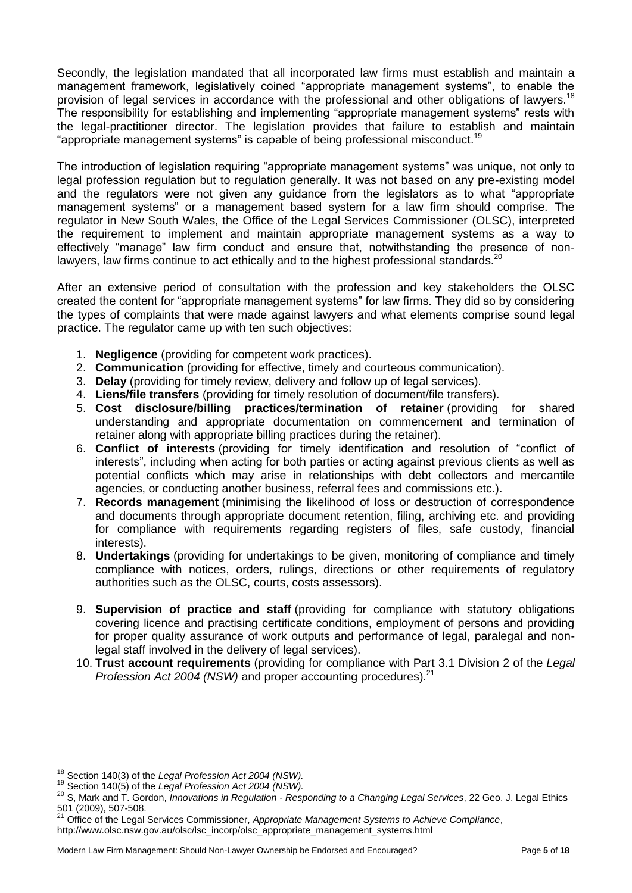Secondly, the legislation mandated that all incorporated law firms must establish and maintain a management framework, legislatively coined "appropriate management systems", to enable the provision of legal services in accordance with the professional and other obligations of lawyers.[18] The responsibility for establishing and implementing "appropriate management systems" rests with the legal-practitioner director. The legislation provides that failure to establish and maintain "appropriate management systems" is capable of being professional misconduct.[19]

The introduction of legislation requiring "appropriate management systems" was unique, not only to legal profession regulation but to regulation generally. It was not based on any pre-existing model and the regulators were not given any guidance from the legislators as to what "appropriate management systems" or a management based system for a law firm should comprise. The regulator in New South Wales, the Office of the Legal Services Commissioner (OLSC), interpreted the requirement to implement and maintain appropriate management systems as a way to effectively "manage" law firm conduct and ensure that, notwithstanding the presence of non-lawyers, law firms continue to act ethically and to the highest professional standards.[20]

After an extensive period of consultation with the profession and key stakeholders the OLSC created the content for "appropriate management systems" for law firms. They did so by considering the types of complaints that were made against lawyers and what elements comprise sound legal practice. The regulator came up with ten such objectives:

1. **Negligence** (providing for competent work practices).
2. **Communication** (providing for effective, timely and courteous communication).
3. **Delay** (providing for timely review, delivery and follow up of legal services).
4. **Liens/file transfers** (providing for timely resolution of document/file transfers).
5. **Cost disclosure/billing practices/termination of retainer** (providing for shared understanding and appropriate documentation on commencement and termination of retainer along with appropriate billing practices during the retainer).
6. **Conflict of interests** (providing for timely identification and resolution of "conflict of interests", including when acting for both parties or acting against previous clients as well as potential conflicts which may arise in relationships with debt collectors and mercantile agencies, or conducting another business, referral fees and commissions etc.).
7. **Records management** (minimising the likelihood of loss or destruction of correspondence and documents through appropriate document retention, filing, archiving etc. and providing for compliance with requirements regarding registers of files, safe custody, financial interests).
8. **Undertakings** (providing for undertakings to be given, monitoring of compliance and timely compliance with notices, orders, rulings, directions or other requirements of regulatory authorities such as the OLSC, courts, costs assessors).
9. **Supervision of practice and staff** (providing for compliance with statutory obligations covering licence and practising certificate conditions, employment of persons and providing for proper quality assurance of work outputs and performance of legal, paralegal and non-legal staff involved in the delivery of legal services).
10. **Trust account requirements** (providing for compliance with Part 3.1 Division 2 of the *Legal Profession Act 2004 (NSW)* and proper accounting procedures).[21]

---

[18] Section 140(3) of the *Legal Profession Act 2004 (NSW).*

[19] Section 140(5) of the *Legal Profession Act 2004 (NSW).*

[20] S, Mark and T. Gordon, *Innovations in Regulation - Responding to a Changing Legal Services*, 22 Geo. J. Legal Ethics 501 (2009), 507-508.

[21] Office of the Legal Services Commissioner, *Appropriate Management Systems to Achieve Compliance*, http://www.olsc.nsw.gov.au/olsc/lsc_incorp/olsc_appropriate_management_systems.html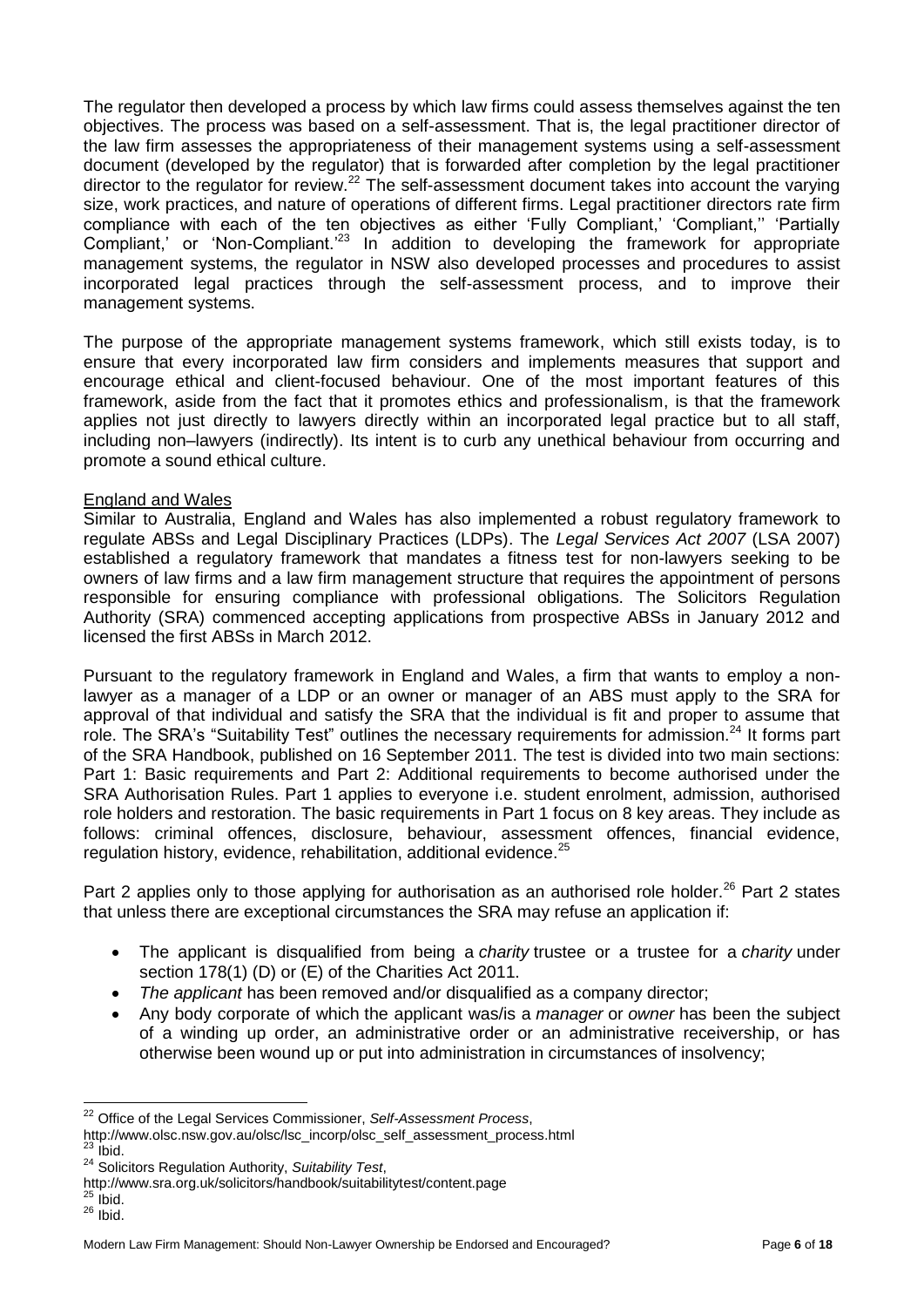The regulator then developed a process by which law firms could assess themselves against the ten objectives. The process was based on a self-assessment. That is, the legal practitioner director of the law firm assesses the appropriateness of their management systems using a self-assessment document (developed by the regulator) that is forwarded after completion by the legal practitioner director to the regulator for review.[22] The self-assessment document takes into account the varying size, work practices, and nature of operations of different firms. Legal practitioner directors rate firm compliance with each of the ten objectives as either 'Fully Compliant,' 'Compliant,'' 'Partially Compliant,' or 'Non-Compliant.'[23] In addition to developing the framework for appropriate management systems, the regulator in NSW also developed processes and procedures to assist incorporated legal practices through the self-assessment process, and to improve their management systems.

The purpose of the appropriate management systems framework, which still exists today, is to ensure that every incorporated law firm considers and implements measures that support and encourage ethical and client-focused behaviour. One of the most important features of this framework, aside from the fact that it promotes ethics and professionalism, is that the framework applies not just directly to lawyers directly within an incorporated legal practice but to all staff, including non–lawyers (indirectly). Its intent is to curb any unethical behaviour from occurring and promote a sound ethical culture.

England and Wales

Similar to Australia, England and Wales has also implemented a robust regulatory framework to regulate ABSs and Legal Disciplinary Practices (LDPs). The *Legal Services Act 2007* (LSA 2007) established a regulatory framework that mandates a fitness test for non-lawyers seeking to be owners of law firms and a law firm management structure that requires the appointment of persons responsible for ensuring compliance with professional obligations. The Solicitors Regulation Authority (SRA) commenced accepting applications from prospective ABSs in January 2012 and licensed the first ABSs in March 2012.

Pursuant to the regulatory framework in England and Wales, a firm that wants to employ a non-lawyer as a manager of a LDP or an owner or manager of an ABS must apply to the SRA for approval of that individual and satisfy the SRA that the individual is fit and proper to assume that role. The SRA's "Suitability Test" outlines the necessary requirements for admission.[24] It forms part of the SRA Handbook, published on 16 September 2011. The test is divided into two main sections: Part 1: Basic requirements and Part 2: Additional requirements to become authorised under the SRA Authorisation Rules. Part 1 applies to everyone i.e. student enrolment, admission, authorised role holders and restoration. The basic requirements in Part 1 focus on 8 key areas. They include as follows: criminal offences, disclosure, behaviour, assessment offences, financial evidence, regulation history, evidence, rehabilitation, additional evidence.[25]

Part 2 applies only to those applying for authorisation as an authorised role holder.[26] Part 2 states that unless there are exceptional circumstances the SRA may refuse an application if:

- The applicant is disqualified from being a *charity* trustee or a trustee for a *charity* under section 178(1) (D) or (E) of the Charities Act 2011.
- *The applicant* has been removed and/or disqualified as a company director;
- Any body corporate of which the applicant was/is a *manager* or *owner* has been the subject of a winding up order, an administrative order or an administrative receivership, or has otherwise been wound up or put into administration in circumstances of insolvency;

---

[22] Office of the Legal Services Commissioner, *Self-Assessment Process*, http://www.olsc.nsw.gov.au/olsc/lsc_incorp/olsc_self_assessment_process.html
[23] Ibid.
[24] Solicitors Regulation Authority, *Suitability Test*, http://www.sra.org.uk/solicitors/handbook/suitabilitytest/content.page
[25] Ibid.
[26] Ibid.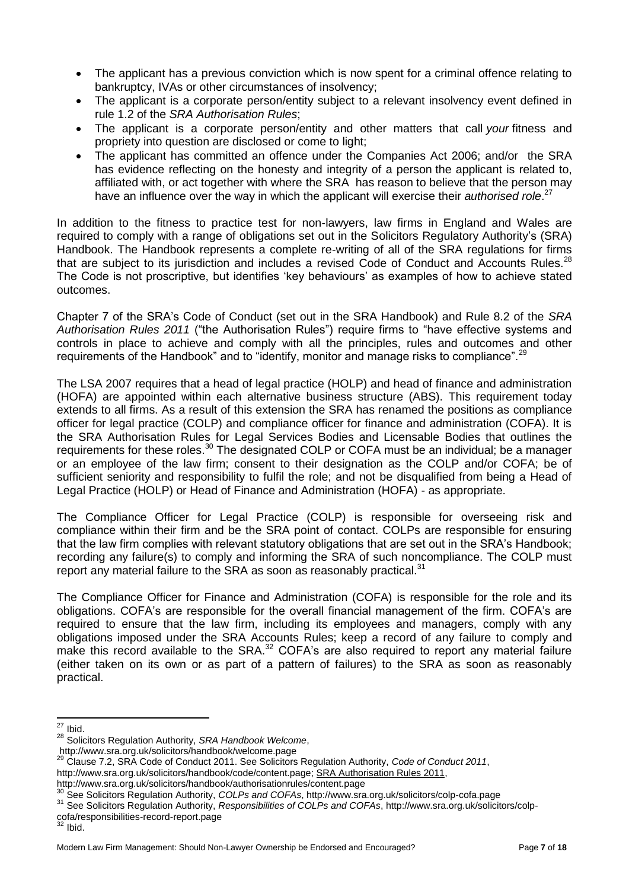- The applicant has a previous conviction which is now spent for a criminal offence relating to bankruptcy, IVAs or other circumstances of insolvency;
- The applicant is a corporate person/entity subject to a relevant insolvency event defined in rule 1.2 of the *SRA Authorisation Rules*;
- The applicant is a corporate person/entity and other matters that call *your* fitness and propriety into question are disclosed or come to light;
- The applicant has committed an offence under the Companies Act 2006; and/or the SRA has evidence reflecting on the honesty and integrity of a person the applicant is related to, affiliated with, or act together with where the SRA has reason to believe that the person may have an influence over the way in which the applicant will exercise their *authorised role*.[27]

In addition to the fitness to practice test for non-lawyers, law firms in England and Wales are required to comply with a range of obligations set out in the Solicitors Regulatory Authority's (SRA) Handbook. The Handbook represents a complete re-writing of all of the SRA regulations for firms that are subject to its jurisdiction and includes a revised Code of Conduct and Accounts Rules.[28] The Code is not proscriptive, but identifies 'key behaviours' as examples of how to achieve stated outcomes.

Chapter 7 of the SRA's Code of Conduct (set out in the SRA Handbook) and Rule 8.2 of the *SRA Authorisation Rules 2011* ("the Authorisation Rules") require firms to "have effective systems and controls in place to achieve and comply with all the principles, rules and outcomes and other requirements of the Handbook" and to "identify, monitor and manage risks to compliance".[29]

The LSA 2007 requires that a head of legal practice (HOLP) and head of finance and administration (HOFA) are appointed within each alternative business structure (ABS). This requirement today extends to all firms. As a result of this extension the SRA has renamed the positions as compliance officer for legal practice (COLP) and compliance officer for finance and administration (COFA). It is the SRA Authorisation Rules for Legal Services Bodies and Licensable Bodies that outlines the requirements for these roles.[30] The designated COLP or COFA must be an individual; be a manager or an employee of the law firm; consent to their designation as the COLP and/or COFA; be of sufficient seniority and responsibility to fulfil the role; and not be disqualified from being a Head of Legal Practice (HOLP) or Head of Finance and Administration (HOFA) - as appropriate.

The Compliance Officer for Legal Practice (COLP) is responsible for overseeing risk and compliance within their firm and be the SRA point of contact. COLPs are responsible for ensuring that the law firm complies with relevant statutory obligations that are set out in the SRA's Handbook; recording any failure(s) to comply and informing the SRA of such noncompliance. The COLP must report any material failure to the SRA as soon as reasonably practical.[31]

The Compliance Officer for Finance and Administration (COFA) is responsible for the role and its obligations. COFA's are responsible for the overall financial management of the firm. COFA's are required to ensure that the law firm, including its employees and managers, comply with any obligations imposed under the SRA Accounts Rules; keep a record of any failure to comply and make this record available to the SRA.[32] COFA's are also required to report any material failure (either taken on its own or as part of a pattern of failures) to the SRA as soon as reasonably practical.

---

[27] Ibid.

[28] Solicitors Regulation Authority, *SRA Handbook Welcome*, http://www.sra.org.uk/solicitors/handbook/welcome.page

[29] Clause 7.2, SRA Code of Conduct 2011. See Solicitors Regulation Authority, *Code of Conduct 2011*, http://www.sra.org.uk/solicitors/handbook/code/content.page; SRA Authorisation Rules 2011, http://www.sra.org.uk/solicitors/handbook/authorisationrules/content.page

[30] See Solicitors Regulation Authority, *COLPs and COFAs*, http://www.sra.org.uk/solicitors/colp-cofa.page

[31] See Solicitors Regulation Authority, *Responsibilities of COLPs and COFAs*, http://www.sra.org.uk/solicitors/colp-cofa/responsibilities-record-report.page

[32] Ibid.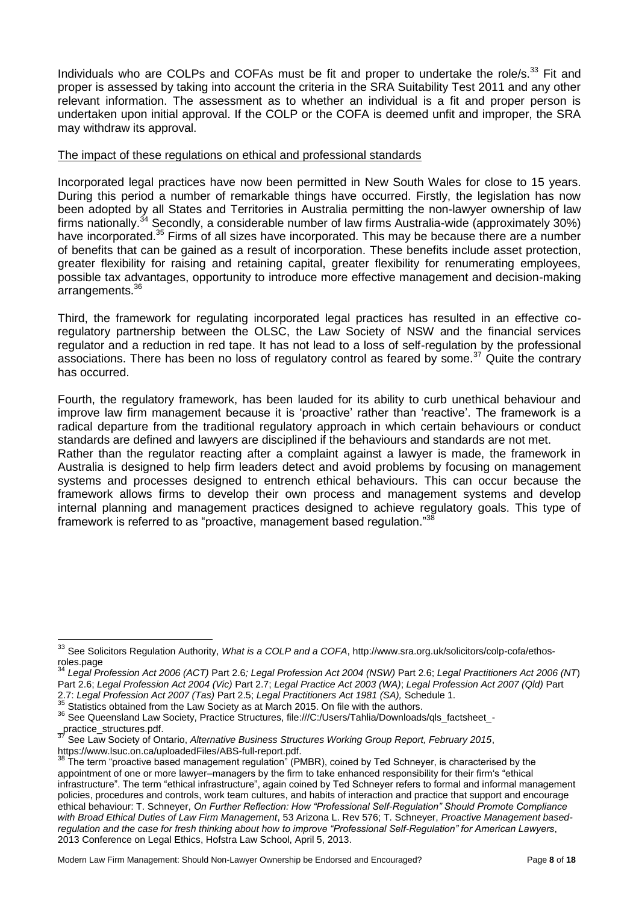Individuals who are COLPs and COFAs must be fit and proper to undertake the role/s.[33] Fit and proper is assessed by taking into account the criteria in the SRA Suitability Test 2011 and any other relevant information. The assessment as to whether an individual is a fit and proper person is undertaken upon initial approval. If the COLP or the COFA is deemed unfit and improper, the SRA may withdraw its approval.

<u>The impact of these regulations on ethical and professional standards</u>

Incorporated legal practices have now been permitted in New South Wales for close to 15 years. During this period a number of remarkable things have occurred. Firstly, the legislation has now been adopted by all States and Territories in Australia permitting the non-lawyer ownership of law firms nationally.[34] Secondly, a considerable number of law firms Australia-wide (approximately 30%) have incorporated.[35] Firms of all sizes have incorporated. This may be because there are a number of benefits that can be gained as a result of incorporation. These benefits include asset protection, greater flexibility for raising and retaining capital, greater flexibility for renumerating employees, possible tax advantages, opportunity to introduce more effective management and decision-making arrangements.[36]

Third, the framework for regulating incorporated legal practices has resulted in an effective co-regulatory partnership between the OLSC, the Law Society of NSW and the financial services regulator and a reduction in red tape. It has not lead to a loss of self-regulation by the professional associations. There has been no loss of regulatory control as feared by some.[37] Quite the contrary has occurred.

Fourth, the regulatory framework, has been lauded for its ability to curb unethical behaviour and improve law firm management because it is 'proactive' rather than 'reactive'. The framework is a radical departure from the traditional regulatory approach in which certain behaviours or conduct standards are defined and lawyers are disciplined if the behaviours and standards are not met.
Rather than the regulator reacting after a complaint against a lawyer is made, the framework in Australia is designed to help firm leaders detect and avoid problems by focusing on management systems and processes designed to entrench ethical behaviours. This can occur because the framework allows firms to develop their own process and management systems and develop internal planning and management practices designed to achieve regulatory goals. This type of framework is referred to as "proactive, management based regulation."[38]

---

[33] See Solicitors Regulation Authority, *What is a COLP and a COFA*, http://www.sra.org.uk/solicitors/colp-cofa/ethos-roles.page

[34] *Legal Profession Act 2006 (ACT)* Part 2.6*; Legal Profession Act 2004 (NSW)* Part 2.6; *Legal Practitioners Act 2006 (NT*) Part 2.6; *Legal Profession Act 2004 (Vic)* Part 2.7; *Legal Practice Act 2003 (WA)*; *Legal Profession Act 2007 (Qld)* Part 2.7: *Legal Profession Act 2007 (Tas)* Part 2.5; *Legal Practitioners Act 1981 (SA),* Schedule 1.

[35] Statistics obtained from the Law Society as at March 2015. On file with the authors.

[36] See Queensland Law Society, Practice Structures, file:///C:/Users/Tahlia/Downloads/qls_factsheet_-_practice_structures.pdf.

[37] See Law Society of Ontario, *Alternative Business Structures Working Group Report, February 2015*, https://www.lsuc.on.ca/uploadedFiles/ABS-full-report.pdf.

[38] The term "proactive based management regulation" (PMBR), coined by Ted Schneyer, is characterised by the appointment of one or more lawyer–managers by the firm to take enhanced responsibility for their firm's "ethical infrastructure". The term "ethical infrastructure", again coined by Ted Schneyer refers to formal and informal management policies, procedures and controls, work team cultures, and habits of interaction and practice that support and encourage ethical behaviour: T. Schneyer, *On Further Reflection: How "Professional Self-Regulation" Should Promote Compliance with Broad Ethical Duties of Law Firm Management*, 53 Arizona L. Rev 576; T. Schneyer, *Proactive Management based-regulation and the case for fresh thinking about how to improve "Professional Self-Regulation" for American Lawyers*, 2013 Conference on Legal Ethics, Hofstra Law School, April 5, 2013.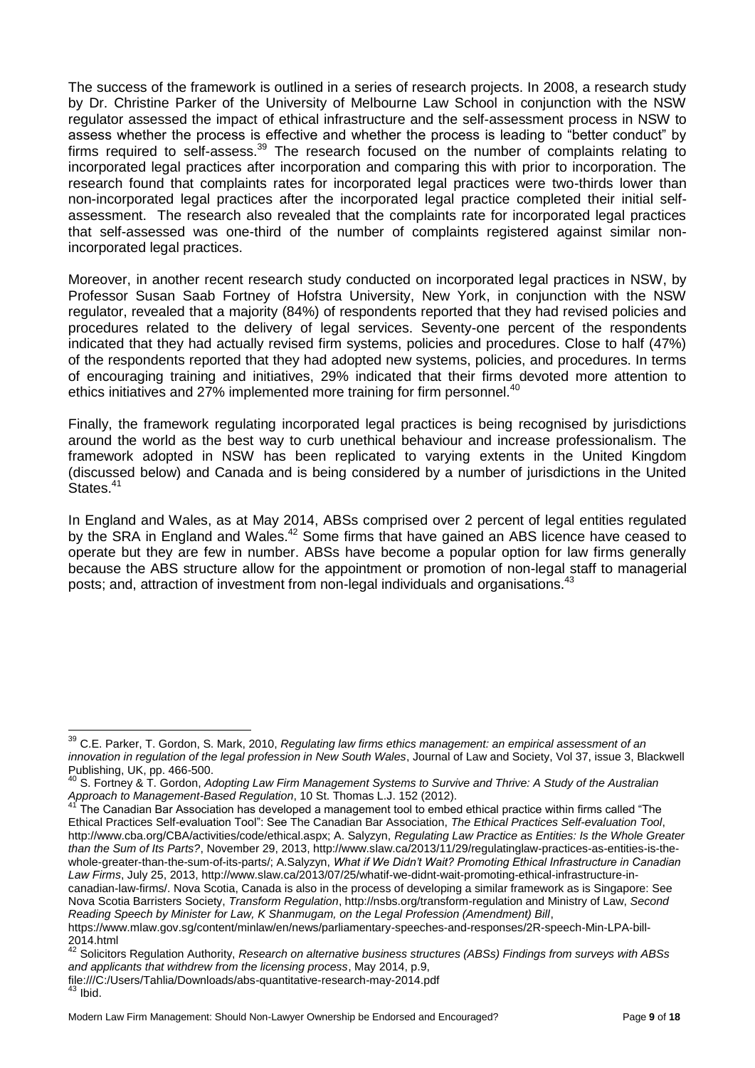The success of the framework is outlined in a series of research projects. In 2008, a research study by Dr. Christine Parker of the University of Melbourne Law School in conjunction with the NSW regulator assessed the impact of ethical infrastructure and the self-assessment process in NSW to assess whether the process is effective and whether the process is leading to "better conduct" by firms required to self-assess.[39] The research focused on the number of complaints relating to incorporated legal practices after incorporation and comparing this with prior to incorporation. The research found that complaints rates for incorporated legal practices were two-thirds lower than non-incorporated legal practices after the incorporated legal practice completed their initial self-assessment. The research also revealed that the complaints rate for incorporated legal practices that self-assessed was one-third of the number of complaints registered against similar non-incorporated legal practices.

Moreover, in another recent research study conducted on incorporated legal practices in NSW, by Professor Susan Saab Fortney of Hofstra University, New York, in conjunction with the NSW regulator, revealed that a majority (84%) of respondents reported that they had revised policies and procedures related to the delivery of legal services. Seventy-one percent of the respondents indicated that they had actually revised firm systems, policies and procedures. Close to half (47%) of the respondents reported that they had adopted new systems, policies, and procedures. In terms of encouraging training and initiatives, 29% indicated that their firms devoted more attention to ethics initiatives and 27% implemented more training for firm personnel.[40]

Finally, the framework regulating incorporated legal practices is being recognised by jurisdictions around the world as the best way to curb unethical behaviour and increase professionalism. The framework adopted in NSW has been replicated to varying extents in the United Kingdom (discussed below) and Canada and is being considered by a number of jurisdictions in the United States.[41]

In England and Wales, as at May 2014, ABSs comprised over 2 percent of legal entities regulated by the SRA in England and Wales.[42] Some firms that have gained an ABS licence have ceased to operate but they are few in number. ABSs have become a popular option for law firms generally because the ABS structure allow for the appointment or promotion of non-legal staff to managerial posts; and, attraction of investment from non-legal individuals and organisations.[43]

---

[39] C.E. Parker, T. Gordon, S. Mark, 2010, *Regulating law firms ethics management: an empirical assessment of an innovation in regulation of the legal profession in New South Wales*, Journal of Law and Society, Vol 37, issue 3, Blackwell Publishing, UK, pp. 466-500.

[40] S. Fortney & T. Gordon, *Adopting Law Firm Management Systems to Survive and Thrive: A Study of the Australian Approach to Management-Based Regulation*, 10 St. Thomas L.J. 152 (2012).

[41] The Canadian Bar Association has developed a management tool to embed ethical practice within firms called "The Ethical Practices Self-evaluation Tool": See The Canadian Bar Association, *The Ethical Practices Self-evaluation Tool*, http://www.cba.org/CBA/activities/code/ethical.aspx; A. Salyzyn, *Regulating Law Practice as Entities: Is the Whole Greater than the Sum of Its Parts?*, November 29, 2013, http://www.slaw.ca/2013/11/29/regulatinglaw-practices-as-entities-is-the-whole-greater-than-the-sum-of-its-parts/; A.Salyzyn, *What if We Didn't Wait? Promoting Ethical Infrastructure in Canadian Law Firms*, July 25, 2013, http://www.slaw.ca/2013/07/25/whatif-we-didnt-wait-promoting-ethical-infrastructure-in-canadian-law-firms/. Nova Scotia, Canada is also in the process of developing a similar framework as is Singapore: See Nova Scotia Barristers Society, *Transform Regulation*, http://nsbs.org/transform-regulation and Ministry of Law, *Second Reading Speech by Minister for Law, K Shanmugam, on the Legal Profession (Amendment) Bill*, https://www.mlaw.gov.sg/content/minlaw/en/news/parliamentary-speeches-and-responses/2R-speech-Min-LPA-bill-2014.html

[42] Solicitors Regulation Authority, *Research on alternative business structures (ABSs) Findings from surveys with ABSs and applicants that withdrew from the licensing process*, May 2014, p.9, file:///C:/Users/Tahlia/Downloads/abs-quantitative-research-may-2014.pdf

[43] Ibid.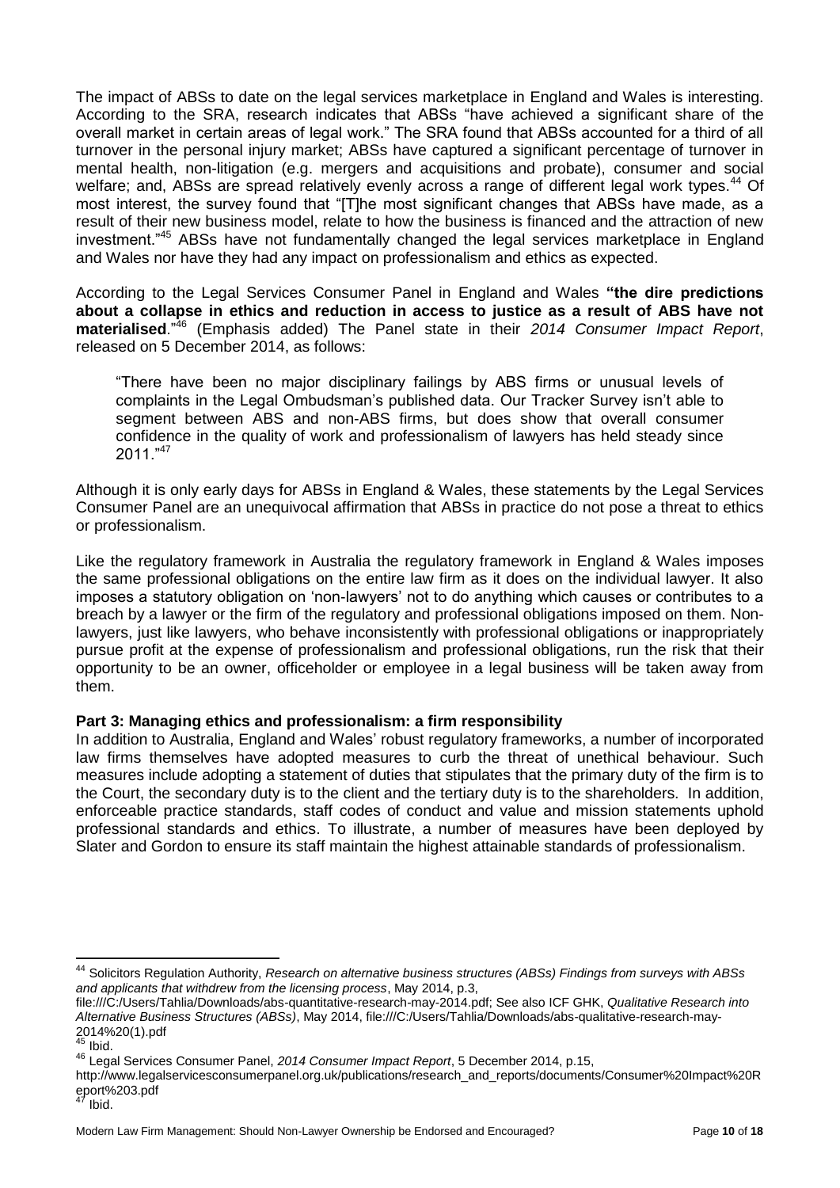The impact of ABSs to date on the legal services marketplace in England and Wales is interesting. According to the SRA, research indicates that ABSs "have achieved a significant share of the overall market in certain areas of legal work." The SRA found that ABSs accounted for a third of all turnover in the personal injury market; ABSs have captured a significant percentage of turnover in mental health, non-litigation (e.g. mergers and acquisitions and probate), consumer and social welfare; and, ABSs are spread relatively evenly across a range of different legal work types.[44] Of most interest, the survey found that "[T]he most significant changes that ABSs have made, as a result of their new business model, relate to how the business is financed and the attraction of new investment."[45] ABSs have not fundamentally changed the legal services marketplace in England and Wales nor have they had any impact on professionalism and ethics as expected.

According to the Legal Services Consumer Panel in England and Wales **"the dire predictions about a collapse in ethics and reduction in access to justice as a result of ABS have not materialised**."[46] (Emphasis added) The Panel state in their *2014 Consumer Impact Report*, released on 5 December 2014, as follows:

> "There have been no major disciplinary failings by ABS firms or unusual levels of complaints in the Legal Ombudsman's published data. Our Tracker Survey isn't able to segment between ABS and non-ABS firms, but does show that overall consumer confidence in the quality of work and professionalism of lawyers has held steady since 2011."[47]

Although it is only early days for ABSs in England & Wales, these statements by the Legal Services Consumer Panel are an unequivocal affirmation that ABSs in practice do not pose a threat to ethics or professionalism.

Like the regulatory framework in Australia the regulatory framework in England & Wales imposes the same professional obligations on the entire law firm as it does on the individual lawyer. It also imposes a statutory obligation on 'non-lawyers' not to do anything which causes or contributes to a breach by a lawyer or the firm of the regulatory and professional obligations imposed on them. Non-lawyers, just like lawyers, who behave inconsistently with professional obligations or inappropriately pursue profit at the expense of professionalism and professional obligations, run the risk that their opportunity to be an owner, officeholder or employee in a legal business will be taken away from them.

**Part 3: Managing ethics and professionalism: a firm responsibility**

In addition to Australia, England and Wales' robust regulatory frameworks, a number of incorporated law firms themselves have adopted measures to curb the threat of unethical behaviour. Such measures include adopting a statement of duties that stipulates that the primary duty of the firm is to the Court, the secondary duty is to the client and the tertiary duty is to the shareholders. In addition, enforceable practice standards, staff codes of conduct and value and mission statements uphold professional standards and ethics. To illustrate, a number of measures have been deployed by Slater and Gordon to ensure its staff maintain the highest attainable standards of professionalism.

---

[44] Solicitors Regulation Authority, *Research on alternative business structures (ABSs) Findings from surveys with ABSs and applicants that withdrew from the licensing process*, May 2014, p.3, file:///C:/Users/Tahlia/Downloads/abs-quantitative-research-may-2014.pdf; See also ICF GHK, *Qualitative Research into Alternative Business Structures (ABSs)*, May 2014, file:///C:/Users/Tahlia/Downloads/abs-qualitative-research-may-2014%20(1).pdf

[45] Ibid.

[46] Legal Services Consumer Panel, *2014 Consumer Impact Report*, 5 December 2014, p.15, http://www.legalservicesconsumerpanel.org.uk/publications/research_and_reports/documents/Consumer%20Impact%20Report%203.pdf

[47] Ibid.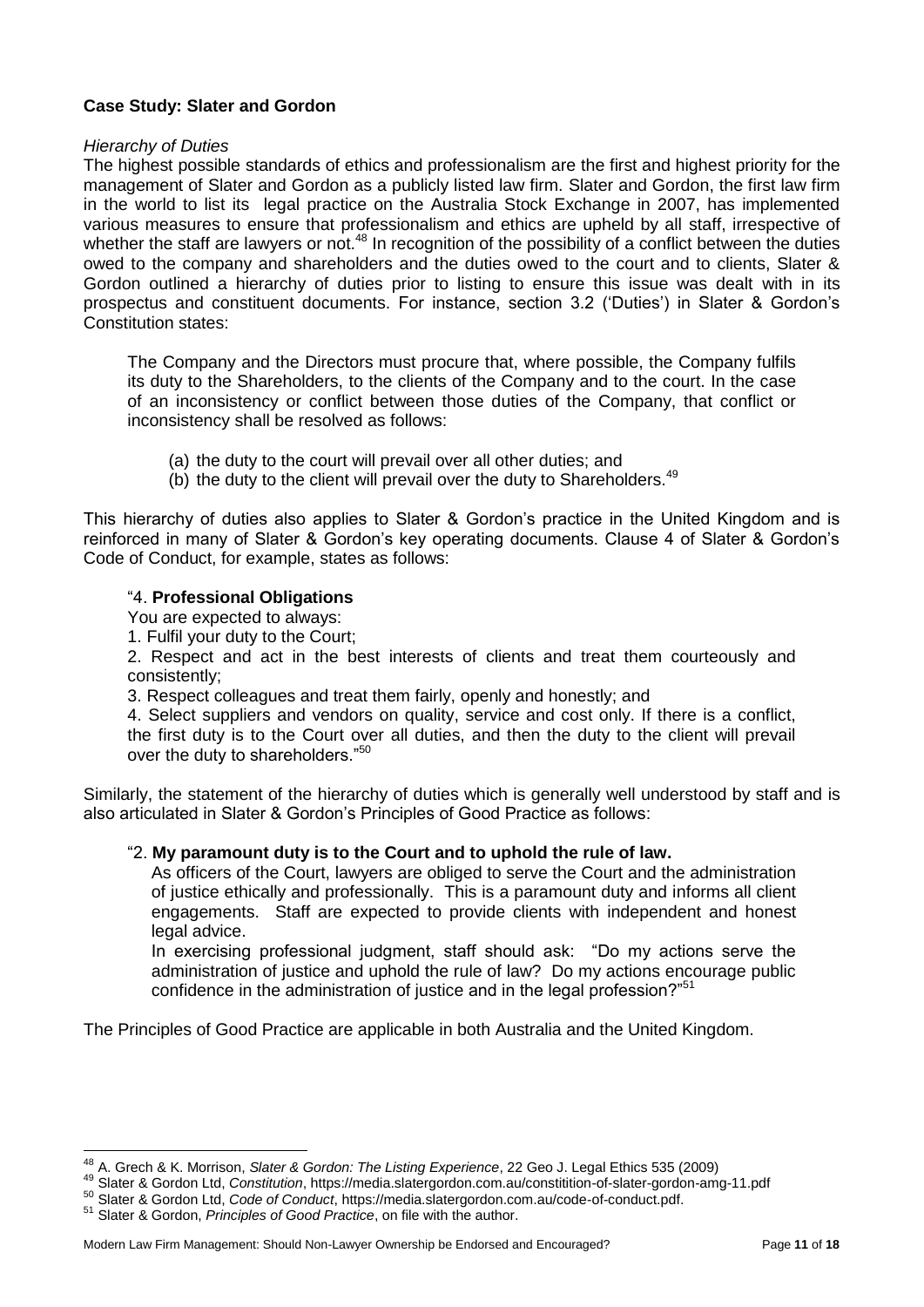**Case Study: Slater and Gordon**

*Hierarchy of Duties*

The highest possible standards of ethics and professionalism are the first and highest priority for the management of Slater and Gordon as a publicly listed law firm. Slater and Gordon, the first law firm in the world to list its legal practice on the Australia Stock Exchange in 2007, has implemented various measures to ensure that professionalism and ethics are upheld by all staff, irrespective of whether the staff are lawyers or not.[48] In recognition of the possibility of a conflict between the duties owed to the company and shareholders and the duties owed to the court and to clients, Slater & Gordon outlined a hierarchy of duties prior to listing to ensure this issue was dealt with in its prospectus and constituent documents. For instance, section 3.2 ('Duties') in Slater & Gordon's Constitution states:

> The Company and the Directors must procure that, where possible, the Company fulfils its duty to the Shareholders, to the clients of the Company and to the court. In the case of an inconsistency or conflict between those duties of the Company, that conflict or inconsistency shall be resolved as follows:
>
> (a) the duty to the court will prevail over all other duties; and
> (b) the duty to the client will prevail over the duty to Shareholders.[49]

This hierarchy of duties also applies to Slater & Gordon's practice in the United Kingdom and is reinforced in many of Slater & Gordon's key operating documents. Clause 4 of Slater & Gordon's Code of Conduct, for example, states as follows:

> "4. **Professional Obligations**
> You are expected to always:
> 1. Fulfil your duty to the Court;
> 2. Respect and act in the best interests of clients and treat them courteously and consistently;
> 3. Respect colleagues and treat them fairly, openly and honestly; and
> 4. Select suppliers and vendors on quality, service and cost only. If there is a conflict, the first duty is to the Court over all duties, and then the duty to the client will prevail over the duty to shareholders."[50]

Similarly, the statement of the hierarchy of duties which is generally well understood by staff and is also articulated in Slater & Gordon's Principles of Good Practice as follows:

> "2. **My paramount duty is to the Court and to uphold the rule of law.**
> As officers of the Court, lawyers are obliged to serve the Court and the administration of justice ethically and professionally. This is a paramount duty and informs all client engagements. Staff are expected to provide clients with independent and honest legal advice.
> In exercising professional judgment, staff should ask: "Do my actions serve the administration of justice and uphold the rule of law? Do my actions encourage public confidence in the administration of justice and in the legal profession?"[51]

The Principles of Good Practice are applicable in both Australia and the United Kingdom.

---

[48] A. Grech & K. Morrison, *Slater & Gordon: The Listing Experience*, 22 Geo J. Legal Ethics 535 (2009)

[49] Slater & Gordon Ltd, *Constitution*, https://media.slatergordon.com.au/constitition-of-slater-gordon-amg-11.pdf

[50] Slater & Gordon Ltd, *Code of Conduct*, https://media.slatergordon.com.au/code-of-conduct.pdf.

[51] Slater & Gordon, *Principles of Good Practice*, on file with the author.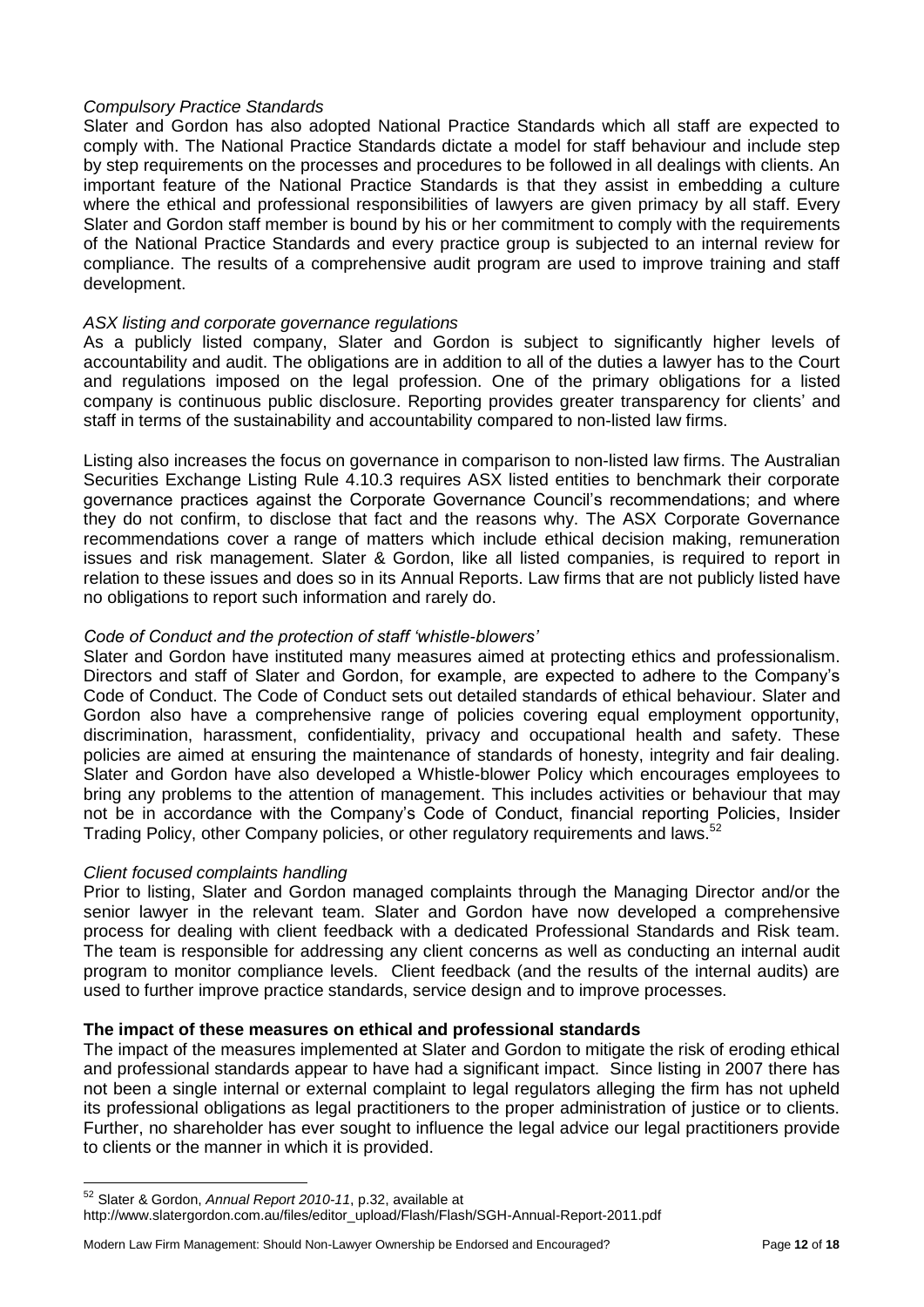*Compulsory Practice Standards*

Slater and Gordon has also adopted National Practice Standards which all staff are expected to comply with. The National Practice Standards dictate a model for staff behaviour and include step by step requirements on the processes and procedures to be followed in all dealings with clients. An important feature of the National Practice Standards is that they assist in embedding a culture where the ethical and professional responsibilities of lawyers are given primacy by all staff. Every Slater and Gordon staff member is bound by his or her commitment to comply with the requirements of the National Practice Standards and every practice group is subjected to an internal review for compliance. The results of a comprehensive audit program are used to improve training and staff development.

*ASX listing and corporate governance regulations*

As a publicly listed company, Slater and Gordon is subject to significantly higher levels of accountability and audit. The obligations are in addition to all of the duties a lawyer has to the Court and regulations imposed on the legal profession. One of the primary obligations for a listed company is continuous public disclosure. Reporting provides greater transparency for clients' and staff in terms of the sustainability and accountability compared to non-listed law firms.

Listing also increases the focus on governance in comparison to non-listed law firms. The Australian Securities Exchange Listing Rule 4.10.3 requires ASX listed entities to benchmark their corporate governance practices against the Corporate Governance Council's recommendations; and where they do not confirm, to disclose that fact and the reasons why. The ASX Corporate Governance recommendations cover a range of matters which include ethical decision making, remuneration issues and risk management. Slater & Gordon, like all listed companies, is required to report in relation to these issues and does so in its Annual Reports. Law firms that are not publicly listed have no obligations to report such information and rarely do.

*Code of Conduct and the protection of staff 'whistle-blowers'*

Slater and Gordon have instituted many measures aimed at protecting ethics and professionalism. Directors and staff of Slater and Gordon, for example, are expected to adhere to the Company's Code of Conduct. The Code of Conduct sets out detailed standards of ethical behaviour. Slater and Gordon also have a comprehensive range of policies covering equal employment opportunity, discrimination, harassment, confidentiality, privacy and occupational health and safety. These policies are aimed at ensuring the maintenance of standards of honesty, integrity and fair dealing. Slater and Gordon have also developed a Whistle-blower Policy which encourages employees to bring any problems to the attention of management. This includes activities or behaviour that may not be in accordance with the Company's Code of Conduct, financial reporting Policies, Insider Trading Policy, other Company policies, or other regulatory requirements and laws.[52]

*Client focused complaints handling*

Prior to listing, Slater and Gordon managed complaints through the Managing Director and/or the senior lawyer in the relevant team. Slater and Gordon have now developed a comprehensive process for dealing with client feedback with a dedicated Professional Standards and Risk team. The team is responsible for addressing any client concerns as well as conducting an internal audit program to monitor compliance levels. Client feedback (and the results of the internal audits) are used to further improve practice standards, service design and to improve processes.

**The impact of these measures on ethical and professional standards**

The impact of the measures implemented at Slater and Gordon to mitigate the risk of eroding ethical and professional standards appear to have had a significant impact. Since listing in 2007 there has not been a single internal or external complaint to legal regulators alleging the firm has not upheld its professional obligations as legal practitioners to the proper administration of justice or to clients. Further, no shareholder has ever sought to influence the legal advice our legal practitioners provide to clients or the manner in which it is provided.

---

[52] Slater & Gordon, *Annual Report 2010-11*, p.32, available at http://www.slatergordon.com.au/files/editor_upload/Flash/Flash/SGH-Annual-Report-2011.pdf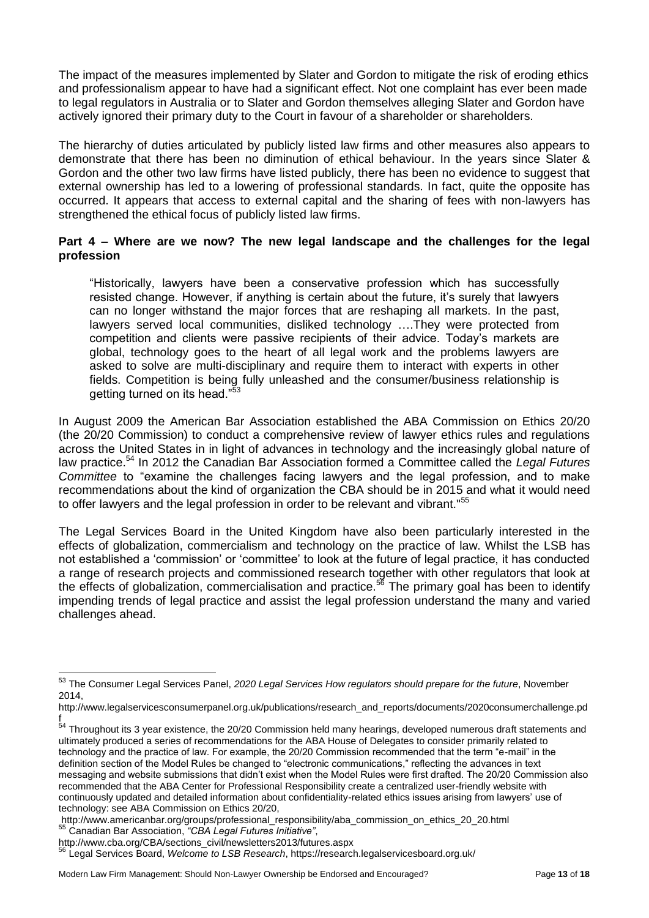The impact of the measures implemented by Slater and Gordon to mitigate the risk of eroding ethics and professionalism appear to have had a significant effect. Not one complaint has ever been made to legal regulators in Australia or to Slater and Gordon themselves alleging Slater and Gordon have actively ignored their primary duty to the Court in favour of a shareholder or shareholders.

The hierarchy of duties articulated by publicly listed law firms and other measures also appears to demonstrate that there has been no diminution of ethical behaviour. In the years since Slater & Gordon and the other two law firms have listed publicly, there has been no evidence to suggest that external ownership has led to a lowering of professional standards. In fact, quite the opposite has occurred. It appears that access to external capital and the sharing of fees with non-lawyers has strengthened the ethical focus of publicly listed law firms.

**Part 4 – Where are we now? The new legal landscape and the challenges for the legal profession**

> "Historically, lawyers have been a conservative profession which has successfully resisted change. However, if anything is certain about the future, it's surely that lawyers can no longer withstand the major forces that are reshaping all markets. In the past, lawyers served local communities, disliked technology ….They were protected from competition and clients were passive recipients of their advice. Today's markets are global, technology goes to the heart of all legal work and the problems lawyers are asked to solve are multi-disciplinary and require them to interact with experts in other fields. Competition is being fully unleashed and the consumer/business relationship is getting turned on its head."[53]

In August 2009 the American Bar Association established the ABA Commission on Ethics 20/20 (the 20/20 Commission) to conduct a comprehensive review of lawyer ethics rules and regulations across the United States in in light of advances in technology and the increasingly global nature of law practice.[54] In 2012 the Canadian Bar Association formed a Committee called the *Legal Futures Committee* to "examine the challenges facing lawyers and the legal profession, and to make recommendations about the kind of organization the CBA should be in 2015 and what it would need to offer lawyers and the legal profession in order to be relevant and vibrant."[55]

The Legal Services Board in the United Kingdom have also been particularly interested in the effects of globalization, commercialism and technology on the practice of law. Whilst the LSB has not established a 'commission' or 'committee' to look at the future of legal practice, it has conducted a range of research projects and commissioned research together with other regulators that look at the effects of globalization, commercialisation and practice.[56] The primary goal has been to identify impending trends of legal practice and assist the legal profession understand the many and varied challenges ahead.

---

[53] The Consumer Legal Services Panel, *2020 Legal Services How regulators should prepare for the future*, November 2014, http://www.legalservicesconsumerpanel.org.uk/publications/research_and_reports/documents/2020consumerchallenge.pdf

[54] Throughout its 3 year existence, the 20/20 Commission held many hearings, developed numerous draft statements and ultimately produced a series of recommendations for the ABA House of Delegates to consider primarily related to technology and the practice of law. For example, the 20/20 Commission recommended that the term "e-mail" in the definition section of the Model Rules be changed to "electronic communications," reflecting the advances in text messaging and website submissions that didn't exist when the Model Rules were first drafted. The 20/20 Commission also recommended that the ABA Center for Professional Responsibility create a centralized user-friendly website with continuously updated and detailed information about confidentiality-related ethics issues arising from lawyers' use of technology: see ABA Commission on Ethics 20/20, http://www.americanbar.org/groups/professional_responsibility/aba_commission_on_ethics_20_20.html

[55] Canadian Bar Association, *"CBA Legal Futures Initiative"*, http://www.cba.org/CBA/sections_civil/newsletters2013/futures.aspx

[56] Legal Services Board, *Welcome to LSB Research*, https://research.legalservicesboard.org.uk/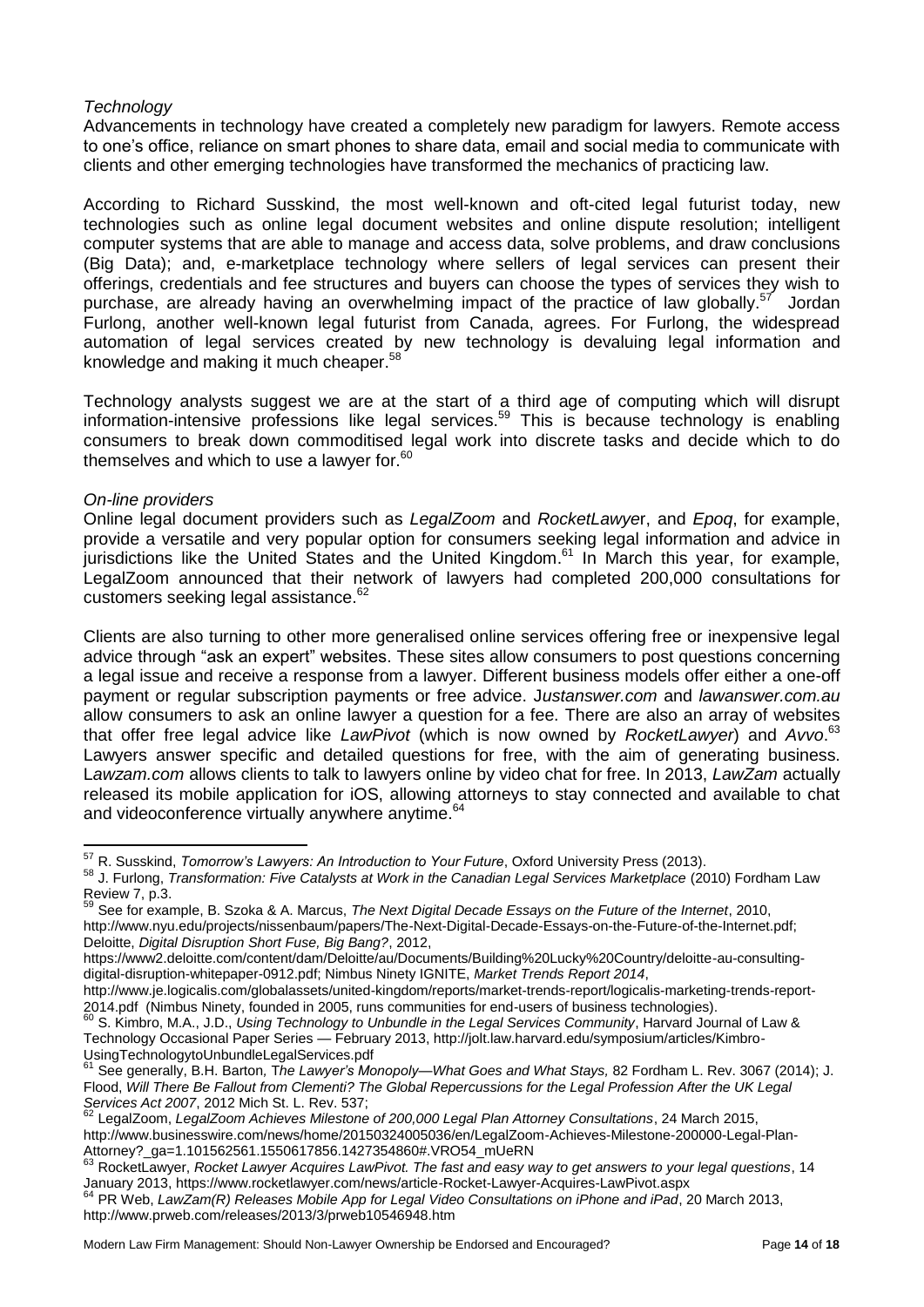*Technology*

Advancements in technology have created a completely new paradigm for lawyers. Remote access to one's office, reliance on smart phones to share data, email and social media to communicate with clients and other emerging technologies have transformed the mechanics of practicing law.

According to Richard Susskind, the most well-known and oft-cited legal futurist today, new technologies such as online legal document websites and online dispute resolution; intelligent computer systems that are able to manage and access data, solve problems, and draw conclusions (Big Data); and, e-marketplace technology where sellers of legal services can present their offerings, credentials and fee structures and buyers can choose the types of services they wish to purchase, are already having an overwhelming impact of the practice of law globally.[57] Jordan Furlong, another well-known legal futurist from Canada, agrees. For Furlong, the widespread automation of legal services created by new technology is devaluing legal information and knowledge and making it much cheaper.[58]

Technology analysts suggest we are at the start of a third age of computing which will disrupt information-intensive professions like legal services.[59] This is because technology is enabling consumers to break down commoditised legal work into discrete tasks and decide which to do themselves and which to use a lawyer for.[60]

*On-line providers*

Online legal document providers such as *LegalZoom* and *RocketLawye*r, and *Epoq*, for example, provide a versatile and very popular option for consumers seeking legal information and advice in jurisdictions like the United States and the United Kingdom.[61] In March this year, for example, LegalZoom announced that their network of lawyers had completed 200,000 consultations for customers seeking legal assistance.[62]

Clients are also turning to other more generalised online services offering free or inexpensive legal advice through "ask an expert" websites. These sites allow consumers to post questions concerning a legal issue and receive a response from a lawyer. Different business models offer either a one-off payment or regular subscription payments or free advice. J*ustanswer.com* and *lawanswer.com.au* allow consumers to ask an online lawyer a question for a fee. There are also an array of websites that offer free legal advice like *LawPivot* (which is now owned by *RocketLawyer*) and *Avvo*.[63] Lawyers answer specific and detailed questions for free, with the aim of generating business. L*awzam.com* allows clients to talk to lawyers online by video chat for free. In 2013, *LawZam* actually released its mobile application for iOS, allowing attorneys to stay connected and available to chat and videoconference virtually anywhere anytime.[64]

---

[57] R. Susskind, *Tomorrow's Lawyers: An Introduction to Your Future*, Oxford University Press (2013).

[58] J. Furlong, *Transformation: Five Catalysts at Work in the Canadian Legal Services Marketplace* (2010) Fordham Law Review 7, p.3.

[59] See for example, B. Szoka & A. Marcus, *The Next Digital Decade Essays on the Future of the Internet*, 2010, http://www.nyu.edu/projects/nissenbaum/papers/The-Next-Digital-Decade-Essays-on-the-Future-of-the-Internet.pdf; Deloitte, *Digital Disruption Short Fuse, Big Bang?*, 2012, https://www2.deloitte.com/content/dam/Deloitte/au/Documents/Building%20Lucky%20Country/deloitte-au-consulting-digital-disruption-whitepaper-0912.pdf; Nimbus Ninety IGNITE, *Market Trends Report 2014*, http://www.je.logicalis.com/globalassets/united-kingdom/reports/market-trends-report/logicalis-marketing-trends-report-2014.pdf (Nimbus Ninety, founded in 2005, runs communities for end-users of business technologies).

[60] S. Kimbro, M.A., J.D., *Using Technology to Unbundle in the Legal Services Community*, Harvard Journal of Law & Technology Occasional Paper Series — February 2013, http://jolt.law.harvard.edu/symposium/articles/Kimbro-UsingTechnologytoUnbundleLegalServices.pdf

[61] See generally, B.H. Barton, *The Lawyer's Monopoly—What Goes and What Stays,* 82 Fordham L. Rev. 3067 (2014); J. Flood, *Will There Be Fallout from Clementi? The Global Repercussions for the Legal Profession After the UK Legal Services Act 2007*, 2012 Mich St. L. Rev. 537;

[62] LegalZoom, *LegalZoom Achieves Milestone of 200,000 Legal Plan Attorney Consultations*, 24 March 2015, http://www.businesswire.com/news/home/20150324005036/en/LegalZoom-Achieves-Milestone-200000-Legal-Plan-Attorney?_ga=1.101562561.1550617856.1427354860#.VRO54_mUeRN

[63] RocketLawyer, *Rocket Lawyer Acquires LawPivot. The fast and easy way to get answers to your legal questions*, 14 January 2013, https://www.rocketlawyer.com/news/article-Rocket-Lawyer-Acquires-LawPivot.aspx

[64] PR Web, *LawZam(R) Releases Mobile App for Legal Video Consultations on iPhone and iPad*, 20 March 2013, http://www.prweb.com/releases/2013/3/prweb10546948.htm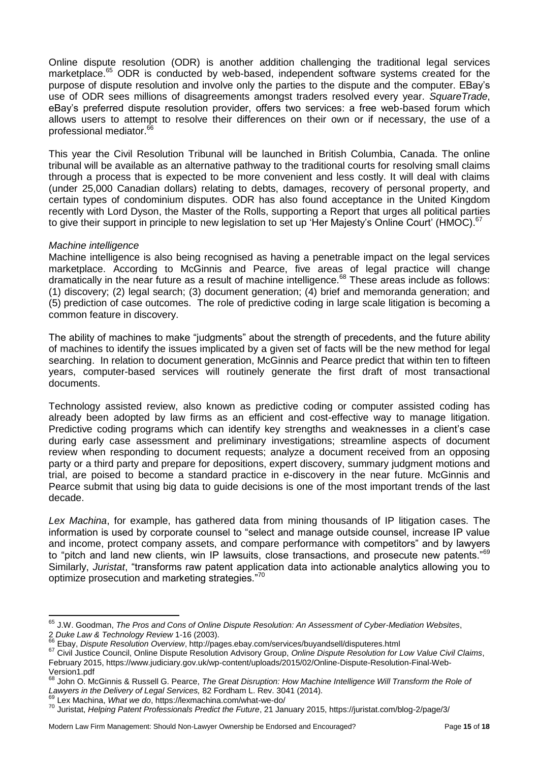Online dispute resolution (ODR) is another addition challenging the traditional legal services marketplace.[65] ODR is conducted by web-based, independent software systems created for the purpose of dispute resolution and involve only the parties to the dispute and the computer. EBay's use of ODR sees millions of disagreements amongst traders resolved every year. *SquareTrade*, eBay's preferred dispute resolution provider, offers two services: a free web-based forum which allows users to attempt to resolve their differences on their own or if necessary, the use of a professional mediator.[66]

This year the Civil Resolution Tribunal will be launched in British Columbia, Canada. The online tribunal will be available as an alternative pathway to the traditional courts for resolving small claims through a process that is expected to be more convenient and less costly. It will deal with claims (under 25,000 Canadian dollars) relating to debts, damages, recovery of personal property, and certain types of condominium disputes. ODR has also found acceptance in the United Kingdom recently with Lord Dyson, the Master of the Rolls, supporting a Report that urges all political parties to give their support in principle to new legislation to set up 'Her Majesty's Online Court' (HMOC).[67]

*Machine intelligence*

Machine intelligence is also being recognised as having a penetrable impact on the legal services marketplace. According to McGinnis and Pearce, five areas of legal practice will change dramatically in the near future as a result of machine intelligence.[68] These areas include as follows: (1) discovery; (2) legal search; (3) document generation; (4) brief and memoranda generation; and (5) prediction of case outcomes. The role of predictive coding in large scale litigation is becoming a common feature in discovery.

The ability of machines to make "judgments" about the strength of precedents, and the future ability of machines to identify the issues implicated by a given set of facts will be the new method for legal searching. In relation to document generation, McGinnis and Pearce predict that within ten to fifteen years, computer-based services will routinely generate the first draft of most transactional documents.

Technology assisted review, also known as predictive coding or computer assisted coding has already been adopted by law firms as an efficient and cost-effective way to manage litigation. Predictive coding programs which can identify key strengths and weaknesses in a client's case during early case assessment and preliminary investigations; streamline aspects of document review when responding to document requests; analyze a document received from an opposing party or a third party and prepare for depositions, expert discovery, summary judgment motions and trial, are poised to become a standard practice in e-discovery in the near future. McGinnis and Pearce submit that using big data to guide decisions is one of the most important trends of the last decade.

*Lex Machina*, for example, has gathered data from mining thousands of IP litigation cases. The information is used by corporate counsel to "select and manage outside counsel, increase IP value and income, protect company assets, and compare performance with competitors" and by lawyers to "pitch and land new clients, win IP lawsuits, close transactions, and prosecute new patents."[69] Similarly, *Juristat*, "transforms raw patent application data into actionable analytics allowing you to optimize prosecution and marketing strategies."[70]

---

[65] J.W. Goodman, *The Pros and Cons of Online Dispute Resolution: An Assessment of Cyber-Mediation Websites*, 2 *Duke Law & Technology Review* 1-16 (2003).

[66] Ebay, *Dispute Resolution Overview*, http://pages.ebay.com/services/buyandsell/disputeres.html

[67] Civil Justice Council, Online Dispute Resolution Advisory Group, *Online Dispute Resolution for Low Value Civil Claims*, February 2015, https://www.judiciary.gov.uk/wp-content/uploads/2015/02/Online-Dispute-Resolution-Final-Web-Version1.pdf

[68] John O. McGinnis & Russell G. Pearce, *The Great Disruption: How Machine Intelligence Will Transform the Role of Lawyers in the Delivery of Legal Services,* 82 Fordham L. Rev. 3041 (2014).

[69] Lex Machina, *What we do*, https://lexmachina.com/what-we-do/

[70] Juristat, *Helping Patent Professionals Predict the Future*, 21 January 2015, https://juristat.com/blog-2/page/3/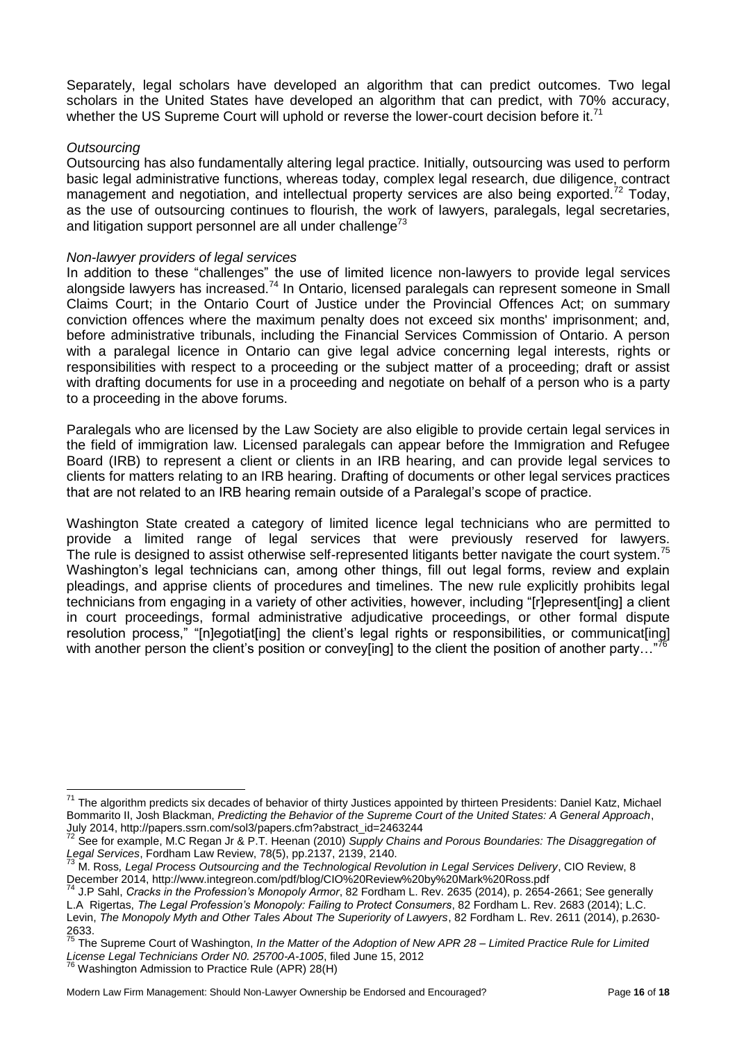Separately, legal scholars have developed an algorithm that can predict outcomes. Two legal scholars in the United States have developed an algorithm that can predict, with 70% accuracy, whether the US Supreme Court will uphold or reverse the lower-court decision before it.[71]

*Outsourcing*

Outsourcing has also fundamentally altering legal practice. Initially, outsourcing was used to perform basic legal administrative functions, whereas today, complex legal research, due diligence, contract management and negotiation, and intellectual property services are also being exported.[72] Today, as the use of outsourcing continues to flourish, the work of lawyers, paralegals, legal secretaries, and litigation support personnel are all under challenge[73]

*Non-lawyer providers of legal services*

In addition to these "challenges" the use of limited licence non-lawyers to provide legal services alongside lawyers has increased.[74] In Ontario, licensed paralegals can represent someone in Small Claims Court; in the Ontario Court of Justice under the Provincial Offences Act; on summary conviction offences where the maximum penalty does not exceed six months' imprisonment; and, before administrative tribunals, including the Financial Services Commission of Ontario. A person with a paralegal licence in Ontario can give legal advice concerning legal interests, rights or responsibilities with respect to a proceeding or the subject matter of a proceeding; draft or assist with drafting documents for use in a proceeding and negotiate on behalf of a person who is a party to a proceeding in the above forums.

Paralegals who are licensed by the Law Society are also eligible to provide certain legal services in the field of immigration law. Licensed paralegals can appear before the Immigration and Refugee Board (IRB) to represent a client or clients in an IRB hearing, and can provide legal services to clients for matters relating to an IRB hearing. Drafting of documents or other legal services practices that are not related to an IRB hearing remain outside of a Paralegal's scope of practice.

Washington State created a category of limited licence legal technicians who are permitted to provide a limited range of legal services that were previously reserved for lawyers. The rule is designed to assist otherwise self-represented litigants better navigate the court system.[75] Washington's legal technicians can, among other things, fill out legal forms, review and explain pleadings, and apprise clients of procedures and timelines. The new rule explicitly prohibits legal technicians from engaging in a variety of other activities, however, including "[r]epresent[ing] a client in court proceedings, formal administrative adjudicative proceedings, or other formal dispute resolution process," "[n]egotiat[ing] the client's legal rights or responsibilities, or communicat[ing] with another person the client's position or convey[ing] to the client the position of another party…"[76]

---

[71] The algorithm predicts six decades of behavior of thirty Justices appointed by thirteen Presidents: Daniel Katz, Michael Bommarito II, Josh Blackman, *Predicting the Behavior of the Supreme Court of the United States: A General Approach*, July 2014, http://papers.ssrn.com/sol3/papers.cfm?abstract_id=2463244

[72] See for example, M.C Regan Jr & P.T. Heenan (2010) *Supply Chains and Porous Boundaries: The Disaggregation of Legal Services*, Fordham Law Review, 78(5), pp.2137, 2139, 2140.

[73] M. Ross*, Legal Process Outsourcing and the Technological Revolution in Legal Services Delivery*, CIO Review, 8 December 2014, http://www.integreon.com/pdf/blog/CIO%20Review%20by%20Mark%20Ross.pdf

[74] J.P Sahl, *Cracks in the Profession's Monopoly Armor*, 82 Fordham L. Rev. 2635 (2014), p. 2654-2661; See generally L.A Rigertas, *The Legal Profession's Monopoly: Failing to Protect Consumers*, 82 Fordham L. Rev. 2683 (2014); L.C. Levin, *The Monopoly Myth and Other Tales About The Superiority of Lawyers*, 82 Fordham L. Rev. 2611 (2014), p.2630-2633.

[75] The Supreme Court of Washington, *In the Matter of the Adoption of New APR 28 – Limited Practice Rule for Limited License Legal Technicians Order N0. 25700-A-1005*, filed June 15, 2012

[76] Washington Admission to Practice Rule (APR) 28(H)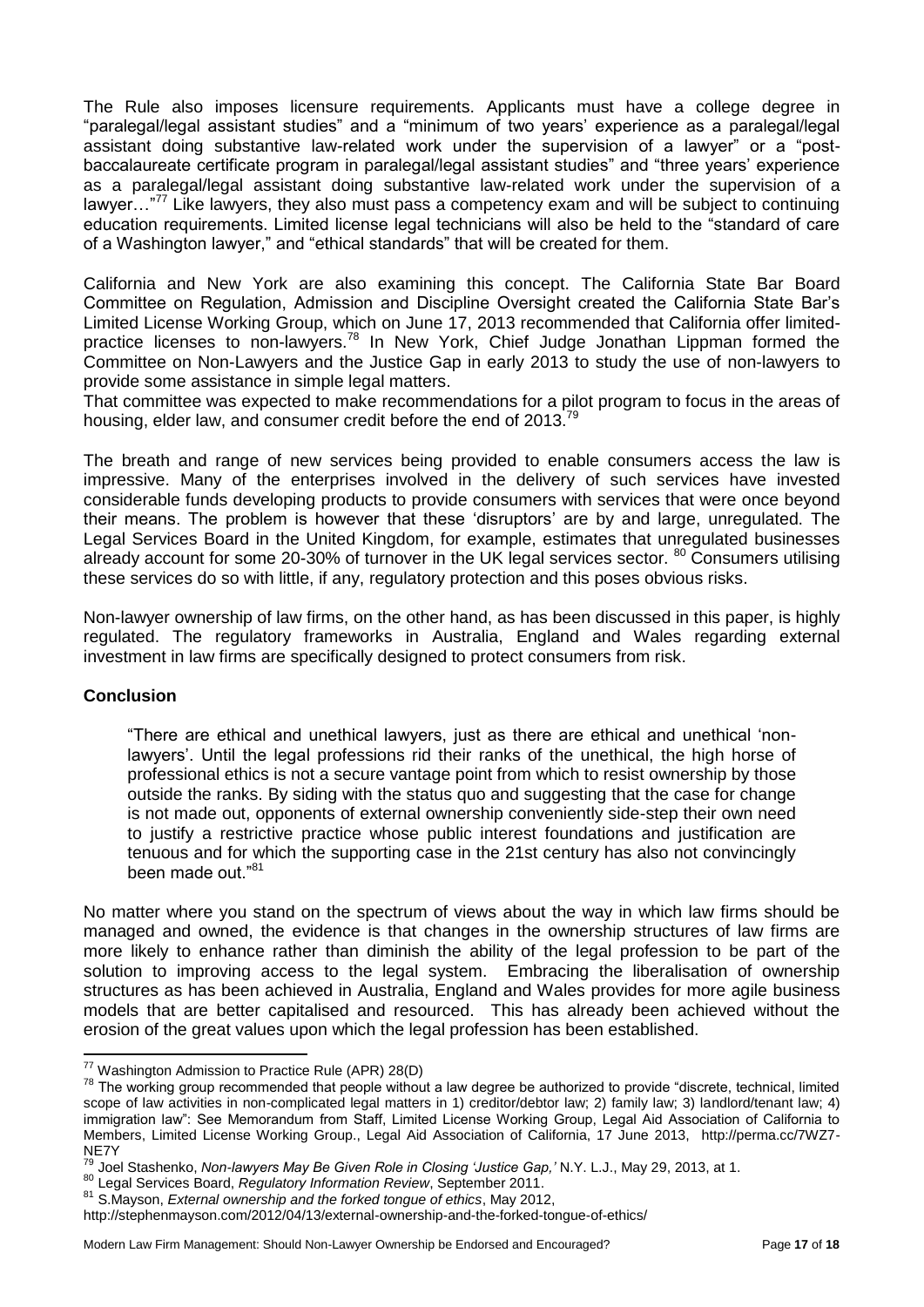The Rule also imposes licensure requirements. Applicants must have a college degree in "paralegal/legal assistant studies" and a "minimum of two years' experience as a paralegal/legal assistant doing substantive law-related work under the supervision of a lawyer" or a "post-baccalaureate certificate program in paralegal/legal assistant studies" and "three years' experience as a paralegal/legal assistant doing substantive law-related work under the supervision of a lawyer…"[77] Like lawyers, they also must pass a competency exam and will be subject to continuing education requirements. Limited license legal technicians will also be held to the "standard of care of a Washington lawyer," and "ethical standards" that will be created for them.

California and New York are also examining this concept. The California State Bar Board Committee on Regulation, Admission and Discipline Oversight created the California State Bar's Limited License Working Group, which on June 17, 2013 recommended that California offer limited-practice licenses to non-lawyers.[78] In New York, Chief Judge Jonathan Lippman formed the Committee on Non-Lawyers and the Justice Gap in early 2013 to study the use of non-lawyers to provide some assistance in simple legal matters.

That committee was expected to make recommendations for a pilot program to focus in the areas of housing, elder law, and consumer credit before the end of 2013.[79]

The breath and range of new services being provided to enable consumers access the law is impressive. Many of the enterprises involved in the delivery of such services have invested considerable funds developing products to provide consumers with services that were once beyond their means. The problem is however that these 'disruptors' are by and large, unregulated. The Legal Services Board in the United Kingdom, for example, estimates that unregulated businesses already account for some 20-30% of turnover in the UK legal services sector. [80] Consumers utilising these services do so with little, if any, regulatory protection and this poses obvious risks.

Non-lawyer ownership of law firms, on the other hand, as has been discussed in this paper, is highly regulated. The regulatory frameworks in Australia, England and Wales regarding external investment in law firms are specifically designed to protect consumers from risk.

## Conclusion

> "There are ethical and unethical lawyers, just as there are ethical and unethical 'non-lawyers'. Until the legal professions rid their ranks of the unethical, the high horse of professional ethics is not a secure vantage point from which to resist ownership by those outside the ranks. By siding with the status quo and suggesting that the case for change is not made out, opponents of external ownership conveniently side-step their own need to justify a restrictive practice whose public interest foundations and justification are tenuous and for which the supporting case in the 21st century has also not convincingly been made out."[81]

No matter where you stand on the spectrum of views about the way in which law firms should be managed and owned, the evidence is that changes in the ownership structures of law firms are more likely to enhance rather than diminish the ability of the legal profession to be part of the solution to improving access to the legal system. Embracing the liberalisation of ownership structures as has been achieved in Australia, England and Wales provides for more agile business models that are better capitalised and resourced. This has already been achieved without the erosion of the great values upon which the legal profession has been established.

---

[77] Washington Admission to Practice Rule (APR) 28(D)

[78] The working group recommended that people without a law degree be authorized to provide "discrete, technical, limited scope of law activities in non-complicated legal matters in 1) creditor/debtor law; 2) family law; 3) landlord/tenant law; 4) immigration law": See Memorandum from Staff, Limited License Working Group, Legal Aid Association of California to Members, Limited License Working Group., Legal Aid Association of California, 17 June 2013, http://perma.cc/7WZ7-NE7Y

[79] Joel Stashenko, *Non-lawyers May Be Given Role in Closing 'Justice Gap,'* N.Y. L.J., May 29, 2013, at 1.

[80] Legal Services Board, *Regulatory Information Review*, September 2011.

[81] S.Mayson, *External ownership and the forked tongue of ethics*, May 2012, http://stephenmayson.com/2012/04/13/external-ownership-and-the-forked-tongue-of-ethics/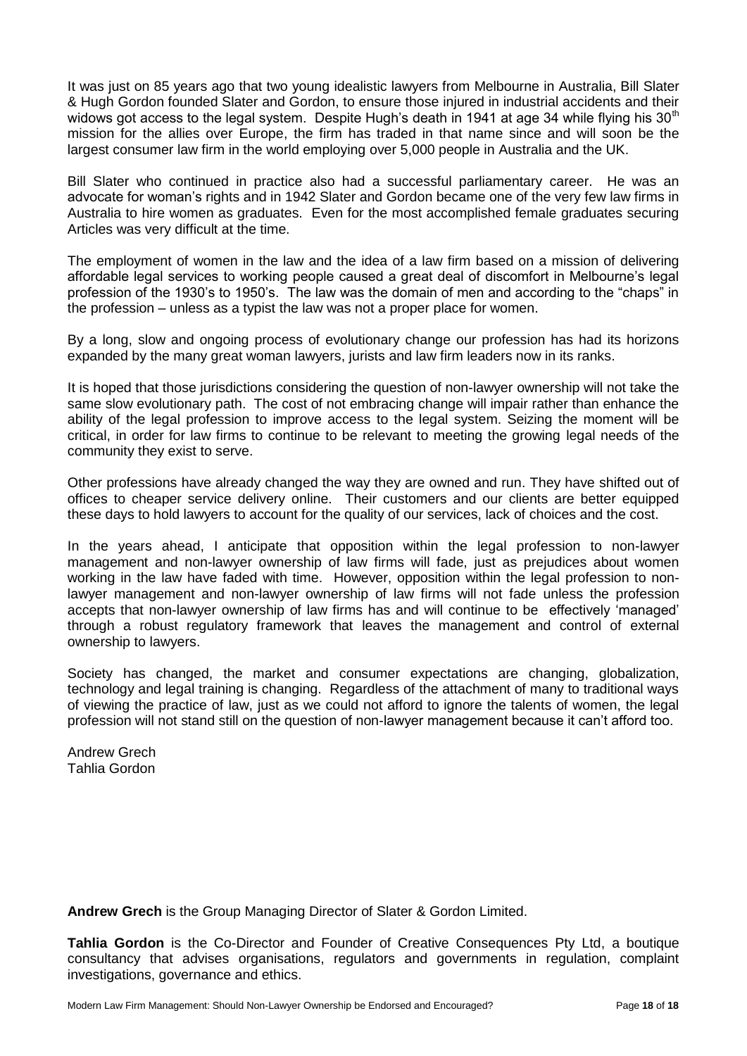It was just on 85 years ago that two young idealistic lawyers from Melbourne in Australia, Bill Slater & Hugh Gordon founded Slater and Gordon, to ensure those injured in industrial accidents and their widows got access to the legal system. Despite Hugh's death in 1941 at age 34 while flying his 30th mission for the allies over Europe, the firm has traded in that name since and will soon be the largest consumer law firm in the world employing over 5,000 people in Australia and the UK.

Bill Slater who continued in practice also had a successful parliamentary career. He was an advocate for woman's rights and in 1942 Slater and Gordon became one of the very few law firms in Australia to hire women as graduates. Even for the most accomplished female graduates securing Articles was very difficult at the time.

The employment of women in the law and the idea of a law firm based on a mission of delivering affordable legal services to working people caused a great deal of discomfort in Melbourne's legal profession of the 1930's to 1950's. The law was the domain of men and according to the "chaps" in the profession – unless as a typist the law was not a proper place for women.

By a long, slow and ongoing process of evolutionary change our profession has had its horizons expanded by the many great woman lawyers, jurists and law firm leaders now in its ranks.

It is hoped that those jurisdictions considering the question of non-lawyer ownership will not take the same slow evolutionary path. The cost of not embracing change will impair rather than enhance the ability of the legal profession to improve access to the legal system. Seizing the moment will be critical, in order for law firms to continue to be relevant to meeting the growing legal needs of the community they exist to serve.

Other professions have already changed the way they are owned and run. They have shifted out of offices to cheaper service delivery online. Their customers and our clients are better equipped these days to hold lawyers to account for the quality of our services, lack of choices and the cost.

In the years ahead, I anticipate that opposition within the legal profession to non-lawyer management and non-lawyer ownership of law firms will fade, just as prejudices about women working in the law have faded with time. However, opposition within the legal profession to non-lawyer management and non-lawyer ownership of law firms will not fade unless the profession accepts that non-lawyer ownership of law firms has and will continue to be effectively 'managed' through a robust regulatory framework that leaves the management and control of external ownership to lawyers.

Society has changed, the market and consumer expectations are changing, globalization, technology and legal training is changing. Regardless of the attachment of many to traditional ways of viewing the practice of law, just as we could not afford to ignore the talents of women, the legal profession will not stand still on the question of non-lawyer management because it can't afford too.

Andrew Grech  
Tahlia Gordon

**Andrew Grech** is the Group Managing Director of Slater & Gordon Limited.

**Tahlia Gordon** is the Co-Director and Founder of Creative Consequences Pty Ltd, a boutique consultancy that advises organisations, regulators and governments in regulation, complaint investigations, governance and ethics.